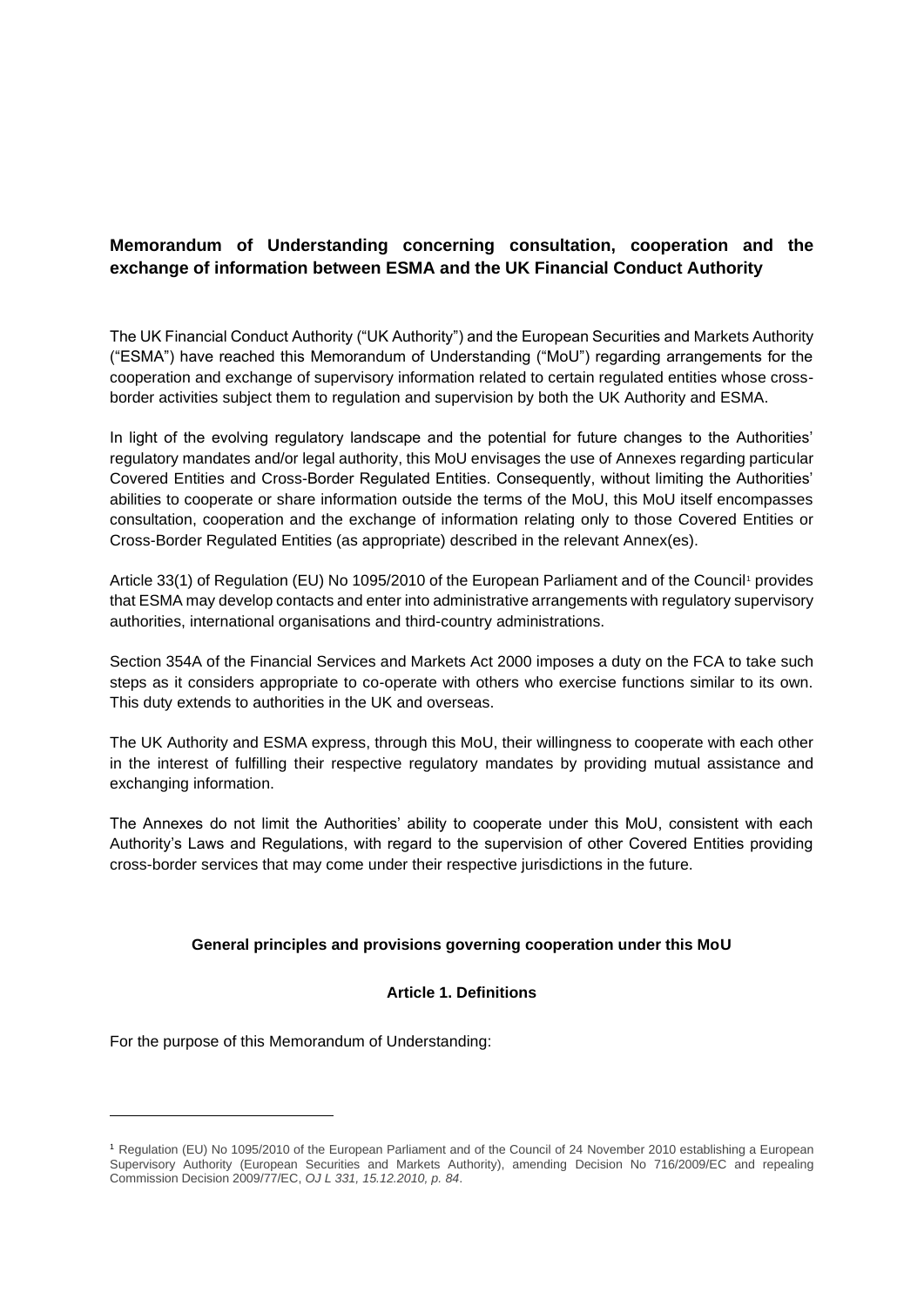# Memorandum of Understanding concerning consultation, cooperation and the exchange of information between ESMA and the UK Financial Conduct Authority

The UK Financial Conduct Authority ("UK Authority") and the European Securities and Markets Authority ("ESMA") have reached this Memorandum of Understanding ("MoU") regarding arrangements for the cooperation and exchange of supervisory information related to certain regulated entities whose cross-border activities subject them to regulation and supervision by both the UK Authority and ESMA.

In light of the evolving regulatory landscape and the potential for future changes to the Authorities' regulatory mandates and/or legal authority, this MoU envisages the use of Annexes regarding particular Covered Entities and Cross-Border Regulated Entities. Consequently, without limiting the Authorities' abilities to cooperate or share information outside the terms of the MoU, this MoU itself encompasses consultation, cooperation and the exchange of information relating only to those Covered Entities or Cross-Border Regulated Entities (as appropriate) described in the relevant Annex(es).

Article 33(1) of Regulation (EU) No 1095/2010 of the European Parliament and of the Council[1] provides that ESMA may develop contacts and enter into administrative arrangements with regulatory supervisory authorities, international organisations and third-country administrations.

Section 354A of the Financial Services and Markets Act 2000 imposes a duty on the FCA to take such steps as it considers appropriate to co-operate with others who exercise functions similar to its own. This duty extends to authorities in the UK and overseas.

The UK Authority and ESMA express, through this MoU, their willingness to cooperate with each other in the interest of fulfilling their respective regulatory mandates by providing mutual assistance and exchanging information.

The Annexes do not limit the Authorities' ability to cooperate under this MoU, consistent with each Authority's Laws and Regulations, with regard to the supervision of other Covered Entities providing cross-border services that may come under their respective jurisdictions in the future.

## General principles and provisions governing cooperation under this MoU

### Article 1. Definitions

For the purpose of this Memorandum of Understanding:

---

[1] Regulation (EU) No 1095/2010 of the European Parliament and of the Council of 24 November 2010 establishing a European Supervisory Authority (European Securities and Markets Authority), amending Decision No 716/2009/EC and repealing Commission Decision 2009/77/EC, *OJ L 331, 15.12.2010, p. 84*.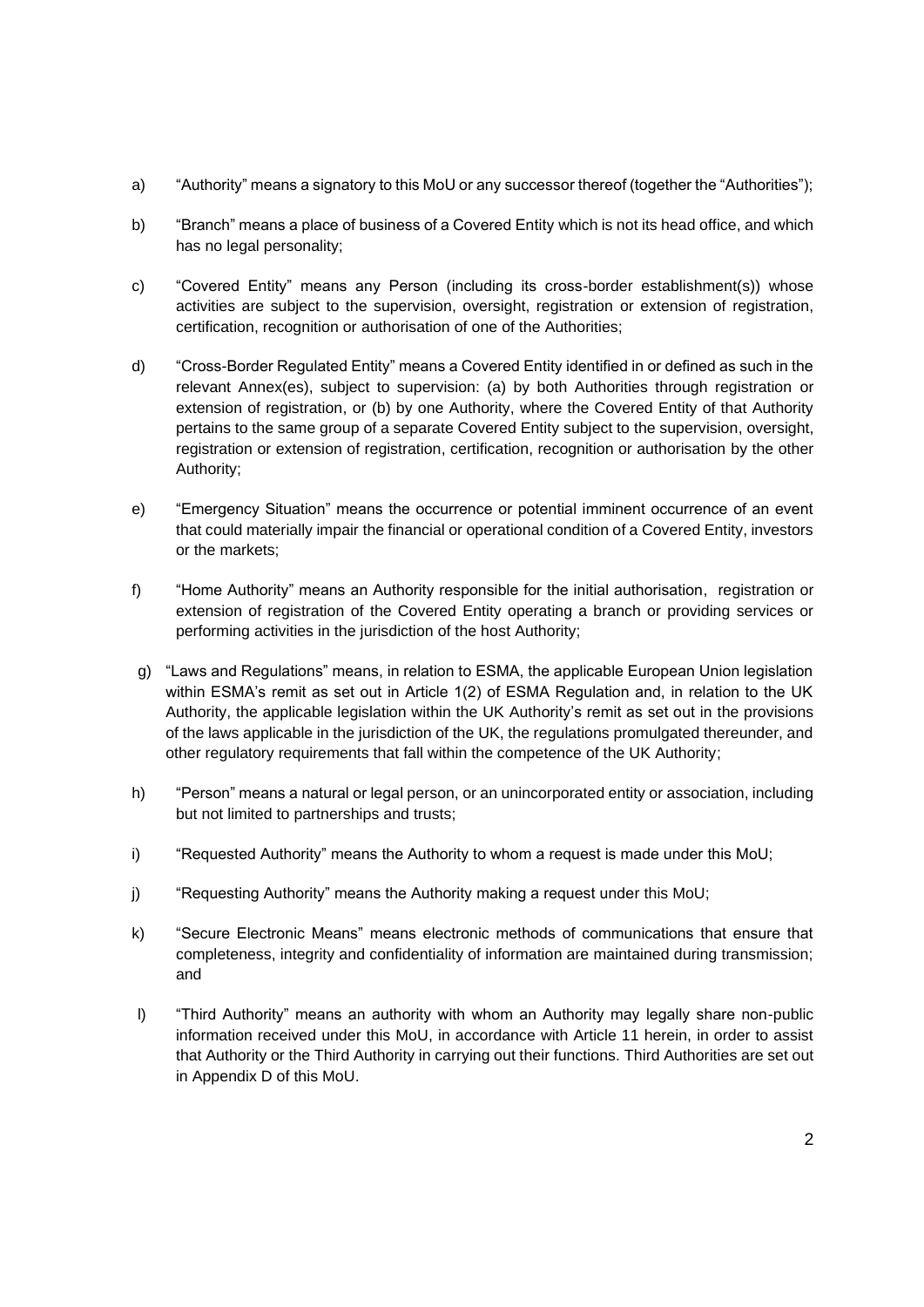a) "Authority" means a signatory to this MoU or any successor thereof (together the "Authorities");

b) "Branch" means a place of business of a Covered Entity which is not its head office, and which has no legal personality;

c) "Covered Entity" means any Person (including its cross-border establishment(s)) whose activities are subject to the supervision, oversight, registration or extension of registration, certification, recognition or authorisation of one of the Authorities;

d) "Cross-Border Regulated Entity" means a Covered Entity identified in or defined as such in the relevant Annex(es), subject to supervision: (a) by both Authorities through registration or extension of registration, or (b) by one Authority, where the Covered Entity of that Authority pertains to the same group of a separate Covered Entity subject to the supervision, oversight, registration or extension of registration, certification, recognition or authorisation by the other Authority;

e) "Emergency Situation" means the occurrence or potential imminent occurrence of an event that could materially impair the financial or operational condition of a Covered Entity, investors or the markets;

f) "Home Authority" means an Authority responsible for the initial authorisation, registration or extension of registration of the Covered Entity operating a branch or providing services or performing activities in the jurisdiction of the host Authority;

g) "Laws and Regulations" means, in relation to ESMA, the applicable European Union legislation within ESMA's remit as set out in Article 1(2) of ESMA Regulation and, in relation to the UK Authority, the applicable legislation within the UK Authority's remit as set out in the provisions of the laws applicable in the jurisdiction of the UK, the regulations promulgated thereunder, and other regulatory requirements that fall within the competence of the UK Authority;

h) "Person" means a natural or legal person, or an unincorporated entity or association, including but not limited to partnerships and trusts;

i) "Requested Authority" means the Authority to whom a request is made under this MoU;

j) "Requesting Authority" means the Authority making a request under this MoU;

k) "Secure Electronic Means" means electronic methods of communications that ensure that completeness, integrity and confidentiality of information are maintained during transmission; and

l) "Third Authority" means an authority with whom an Authority may legally share non-public information received under this MoU, in accordance with Article 11 herein, in order to assist that Authority or the Third Authority in carrying out their functions. Third Authorities are set out in Appendix D of this MoU.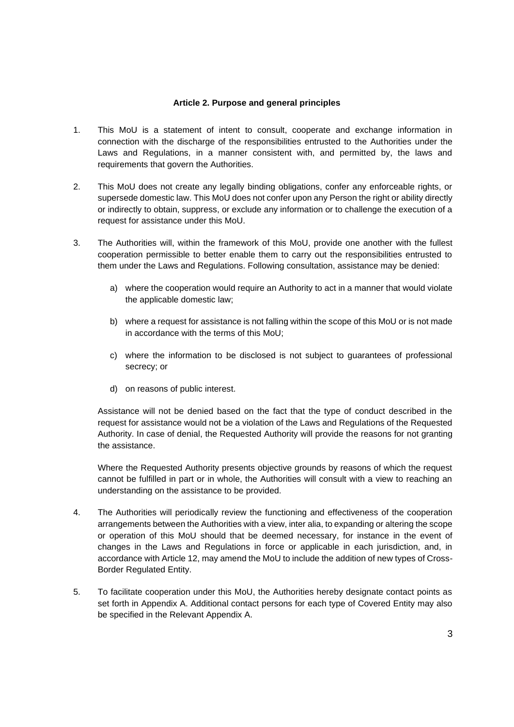## Article 2. Purpose and general principles

1. This MoU is a statement of intent to consult, cooperate and exchange information in connection with the discharge of the responsibilities entrusted to the Authorities under the Laws and Regulations, in a manner consistent with, and permitted by, the laws and requirements that govern the Authorities.

2. This MoU does not create any legally binding obligations, confer any enforceable rights, or supersede domestic law. This MoU does not confer upon any Person the right or ability directly or indirectly to obtain, suppress, or exclude any information or to challenge the execution of a request for assistance under this MoU.

3. The Authorities will, within the framework of this MoU, provide one another with the fullest cooperation permissible to better enable them to carry out the responsibilities entrusted to them under the Laws and Regulations. Following consultation, assistance may be denied:

   a) where the cooperation would require an Authority to act in a manner that would violate the applicable domestic law;

   b) where a request for assistance is not falling within the scope of this MoU or is not made in accordance with the terms of this MoU;

   c) where the information to be disclosed is not subject to guarantees of professional secrecy; or

   d) on reasons of public interest.

   Assistance will not be denied based on the fact that the type of conduct described in the request for assistance would not be a violation of the Laws and Regulations of the Requested Authority. In case of denial, the Requested Authority will provide the reasons for not granting the assistance.

   Where the Requested Authority presents objective grounds by reasons of which the request cannot be fulfilled in part or in whole, the Authorities will consult with a view to reaching an understanding on the assistance to be provided.

4. The Authorities will periodically review the functioning and effectiveness of the cooperation arrangements between the Authorities with a view, inter alia, to expanding or altering the scope or operation of this MoU should that be deemed necessary, for instance in the event of changes in the Laws and Regulations in force or applicable in each jurisdiction, and, in accordance with Article 12, may amend the MoU to include the addition of new types of Cross-Border Regulated Entity.

5. To facilitate cooperation under this MoU, the Authorities hereby designate contact points as set forth in Appendix A. Additional contact persons for each type of Covered Entity may also be specified in the Relevant Appendix A.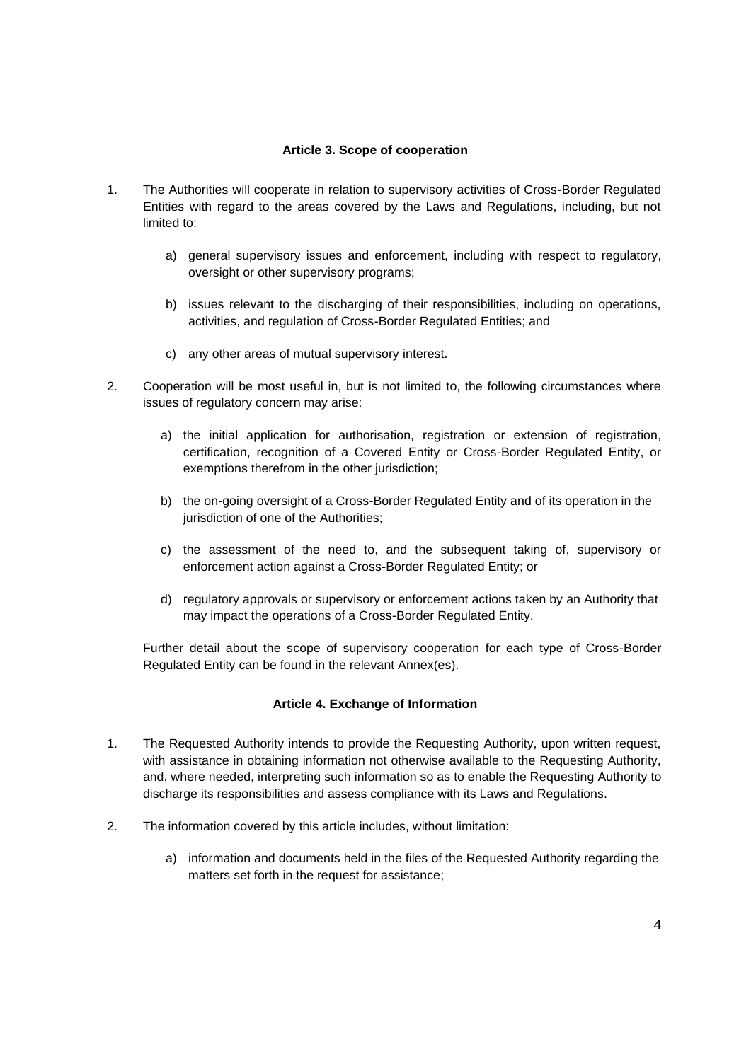#### Article 3. Scope of cooperation

1. The Authorities will cooperate in relation to supervisory activities of Cross-Border Regulated Entities with regard to the areas covered by the Laws and Regulations, including, but not limited to:

   a) general supervisory issues and enforcement, including with respect to regulatory, oversight or other supervisory programs;

   b) issues relevant to the discharging of their responsibilities, including on operations, activities, and regulation of Cross-Border Regulated Entities; and

   c) any other areas of mutual supervisory interest.

2. Cooperation will be most useful in, but is not limited to, the following circumstances where issues of regulatory concern may arise:

   a) the initial application for authorisation, registration or extension of registration, certification, recognition of a Covered Entity or Cross-Border Regulated Entity, or exemptions therefrom in the other jurisdiction;

   b) the on-going oversight of a Cross-Border Regulated Entity and of its operation in the jurisdiction of one of the Authorities;

   c) the assessment of the need to, and the subsequent taking of, supervisory or enforcement action against a Cross-Border Regulated Entity; or

   d) regulatory approvals or supervisory or enforcement actions taken by an Authority that may impact the operations of a Cross-Border Regulated Entity.

   Further detail about the scope of supervisory cooperation for each type of Cross-Border Regulated Entity can be found in the relevant Annex(es).

#### Article 4. Exchange of Information

1. The Requested Authority intends to provide the Requesting Authority, upon written request, with assistance in obtaining information not otherwise available to the Requesting Authority, and, where needed, interpreting such information so as to enable the Requesting Authority to discharge its responsibilities and assess compliance with its Laws and Regulations.

2. The information covered by this article includes, without limitation:

   a) information and documents held in the files of the Requested Authority regarding the matters set forth in the request for assistance;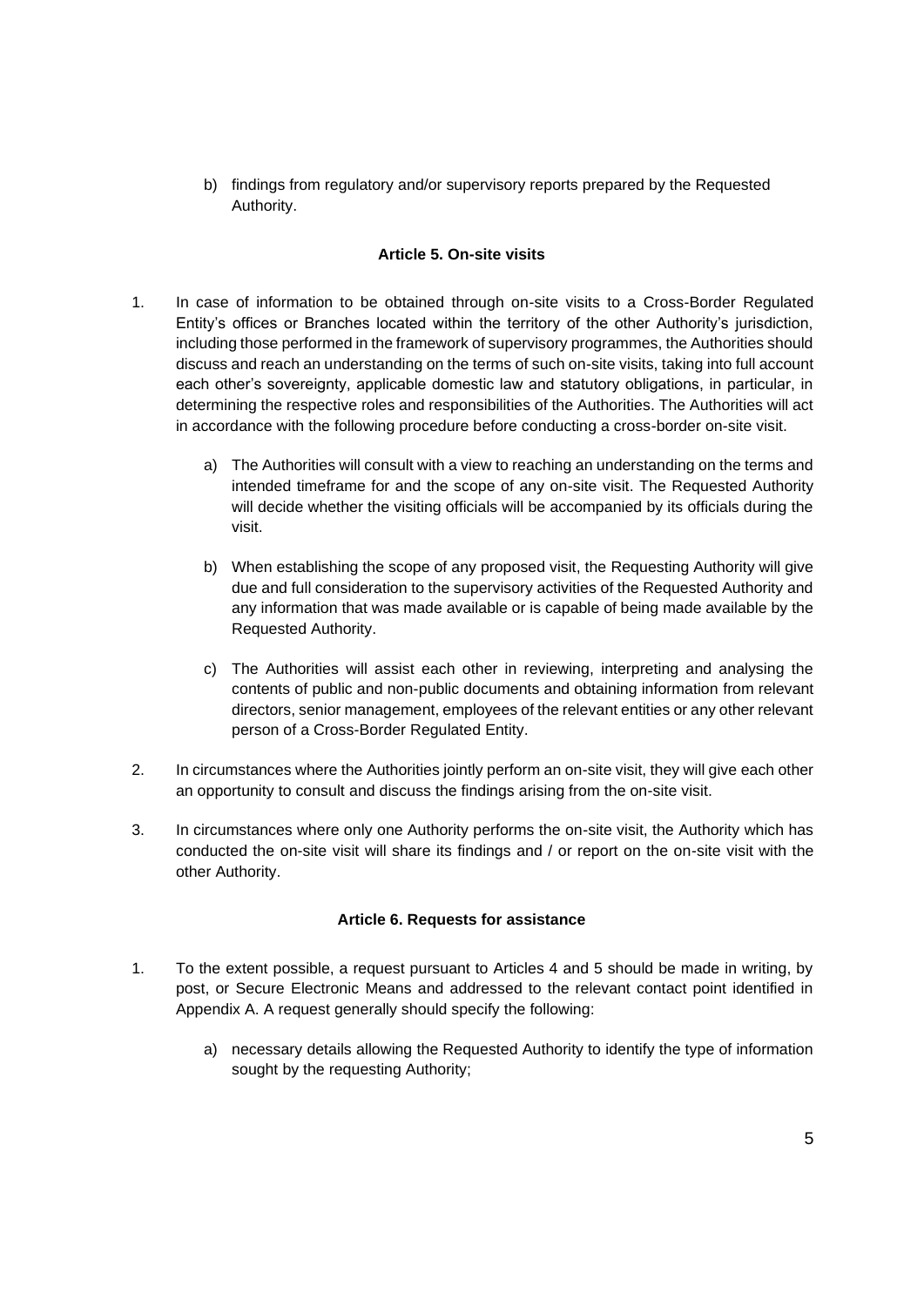b) findings from regulatory and/or supervisory reports prepared by the Requested Authority.

### Article 5. On-site visits

1. In case of information to be obtained through on-site visits to a Cross-Border Regulated Entity's offices or Branches located within the territory of the other Authority's jurisdiction, including those performed in the framework of supervisory programmes, the Authorities should discuss and reach an understanding on the terms of such on-site visits, taking into full account each other's sovereignty, applicable domestic law and statutory obligations, in particular, in determining the respective roles and responsibilities of the Authorities. The Authorities will act in accordance with the following procedure before conducting a cross-border on-site visit.

   a) The Authorities will consult with a view to reaching an understanding on the terms and intended timeframe for and the scope of any on-site visit. The Requested Authority will decide whether the visiting officials will be accompanied by its officials during the visit.

   b) When establishing the scope of any proposed visit, the Requesting Authority will give due and full consideration to the supervisory activities of the Requested Authority and any information that was made available or is capable of being made available by the Requested Authority.

   c) The Authorities will assist each other in reviewing, interpreting and analysing the contents of public and non-public documents and obtaining information from relevant directors, senior management, employees of the relevant entities or any other relevant person of a Cross-Border Regulated Entity.

2. In circumstances where the Authorities jointly perform an on-site visit, they will give each other an opportunity to consult and discuss the findings arising from the on-site visit.

3. In circumstances where only one Authority performs the on-site visit, the Authority which has conducted the on-site visit will share its findings and / or report on the on-site visit with the other Authority.

### Article 6. Requests for assistance

1. To the extent possible, a request pursuant to Articles 4 and 5 should be made in writing, by post, or Secure Electronic Means and addressed to the relevant contact point identified in Appendix A. A request generally should specify the following:

   a) necessary details allowing the Requested Authority to identify the type of information sought by the requesting Authority;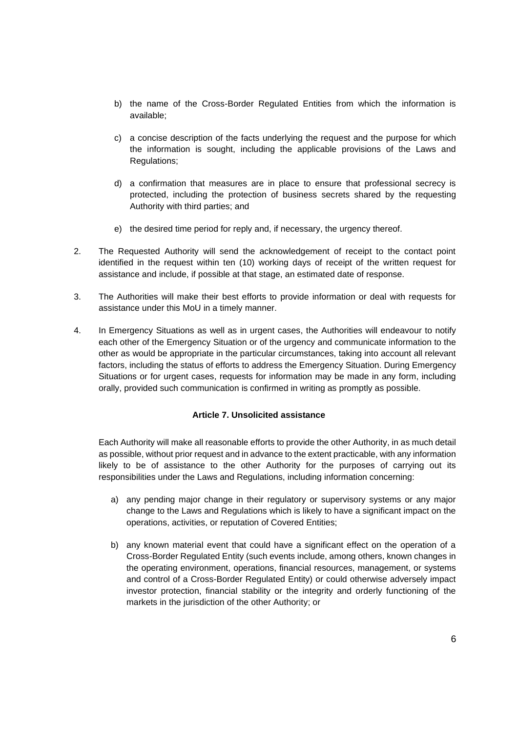b) the name of the Cross-Border Regulated Entities from which the information is available;

c) a concise description of the facts underlying the request and the purpose for which the information is sought, including the applicable provisions of the Laws and Regulations;

d) a confirmation that measures are in place to ensure that professional secrecy is protected, including the protection of business secrets shared by the requesting Authority with third parties; and

e) the desired time period for reply and, if necessary, the urgency thereof.

2. The Requested Authority will send the acknowledgement of receipt to the contact point identified in the request within ten (10) working days of receipt of the written request for assistance and include, if possible at that stage, an estimated date of response.

3. The Authorities will make their best efforts to provide information or deal with requests for assistance under this MoU in a timely manner.

4. In Emergency Situations as well as in urgent cases, the Authorities will endeavour to notify each other of the Emergency Situation or of the urgency and communicate information to the other as would be appropriate in the particular circumstances, taking into account all relevant factors, including the status of efforts to address the Emergency Situation. During Emergency Situations or for urgent cases, requests for information may be made in any form, including orally, provided such communication is confirmed in writing as promptly as possible.

**Article 7. Unsolicited assistance**

Each Authority will make all reasonable efforts to provide the other Authority, in as much detail as possible, without prior request and in advance to the extent practicable, with any information likely to be of assistance to the other Authority for the purposes of carrying out its responsibilities under the Laws and Regulations, including information concerning:

a) any pending major change in their regulatory or supervisory systems or any major change to the Laws and Regulations which is likely to have a significant impact on the operations, activities, or reputation of Covered Entities;

b) any known material event that could have a significant effect on the operation of a Cross-Border Regulated Entity (such events include, among others, known changes in the operating environment, operations, financial resources, management, or systems and control of a Cross-Border Regulated Entity) or could otherwise adversely impact investor protection, financial stability or the integrity and orderly functioning of the markets in the jurisdiction of the other Authority; or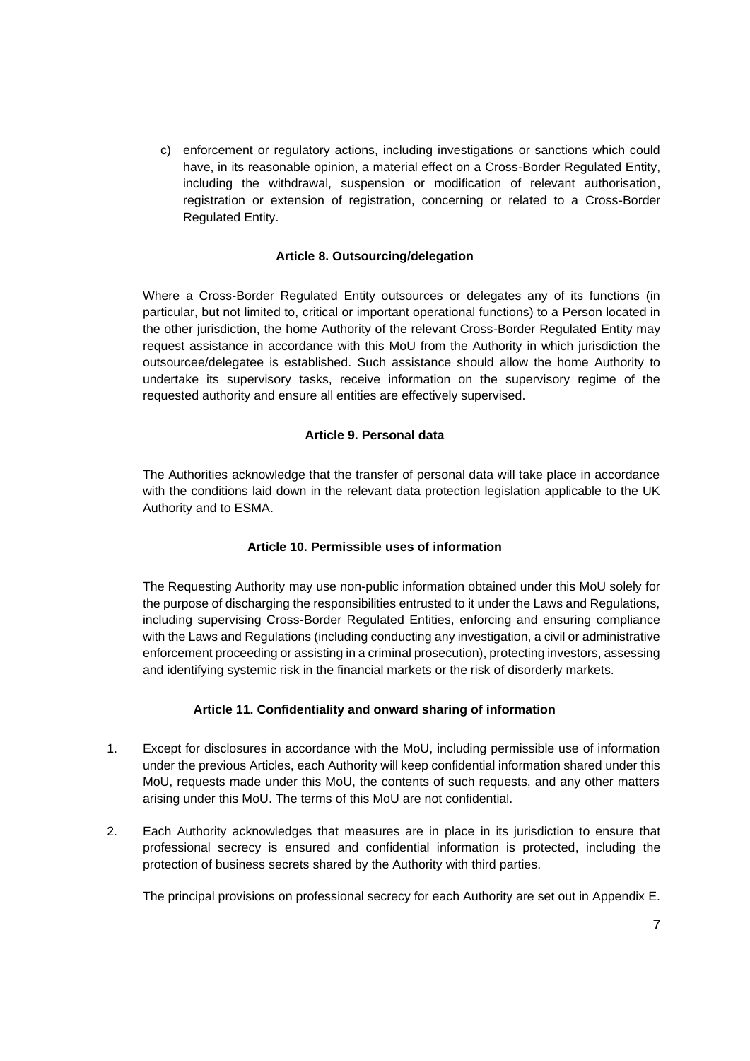c) enforcement or regulatory actions, including investigations or sanctions which could have, in its reasonable opinion, a material effect on a Cross-Border Regulated Entity, including the withdrawal, suspension or modification of relevant authorisation, registration or extension of registration, concerning or related to a Cross-Border Regulated Entity.

### Article 8. Outsourcing/delegation

Where a Cross-Border Regulated Entity outsources or delegates any of its functions (in particular, but not limited to, critical or important operational functions) to a Person located in the other jurisdiction, the home Authority of the relevant Cross-Border Regulated Entity may request assistance in accordance with this MoU from the Authority in which jurisdiction the outsourcee/delegatee is established. Such assistance should allow the home Authority to undertake its supervisory tasks, receive information on the supervisory regime of the requested authority and ensure all entities are effectively supervised.

### Article 9. Personal data

The Authorities acknowledge that the transfer of personal data will take place in accordance with the conditions laid down in the relevant data protection legislation applicable to the UK Authority and to ESMA.

### Article 10. Permissible uses of information

The Requesting Authority may use non-public information obtained under this MoU solely for the purpose of discharging the responsibilities entrusted to it under the Laws and Regulations, including supervising Cross-Border Regulated Entities, enforcing and ensuring compliance with the Laws and Regulations (including conducting any investigation, a civil or administrative enforcement proceeding or assisting in a criminal prosecution), protecting investors, assessing and identifying systemic risk in the financial markets or the risk of disorderly markets.

### Article 11. Confidentiality and onward sharing of information

1. Except for disclosures in accordance with the MoU, including permissible use of information under the previous Articles, each Authority will keep confidential information shared under this MoU, requests made under this MoU, the contents of such requests, and any other matters arising under this MoU. The terms of this MoU are not confidential.

2. Each Authority acknowledges that measures are in place in its jurisdiction to ensure that professional secrecy is ensured and confidential information is protected, including the protection of business secrets shared by the Authority with third parties.

   The principal provisions on professional secrecy for each Authority are set out in Appendix E.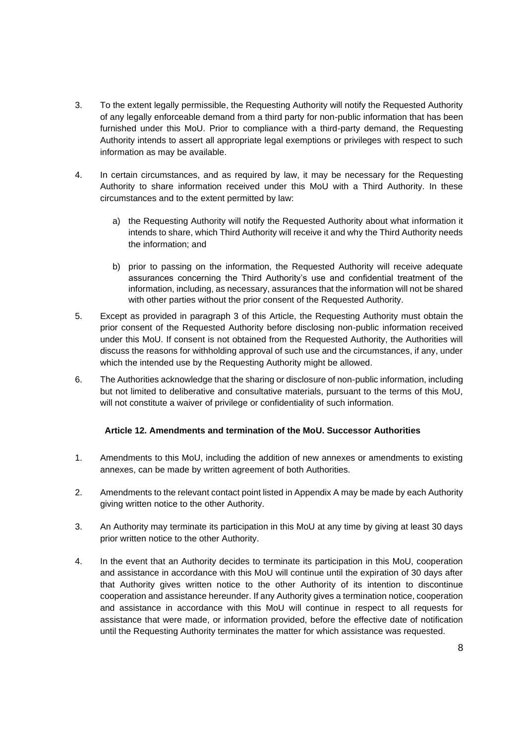3. To the extent legally permissible, the Requesting Authority will notify the Requested Authority of any legally enforceable demand from a third party for non-public information that has been furnished under this MoU. Prior to compliance with a third-party demand, the Requesting Authority intends to assert all appropriate legal exemptions or privileges with respect to such information as may be available.

4. In certain circumstances, and as required by law, it may be necessary for the Requesting Authority to share information received under this MoU with a Third Authority. In these circumstances and to the extent permitted by law:

   a) the Requesting Authority will notify the Requested Authority about what information it intends to share, which Third Authority will receive it and why the Third Authority needs the information; and

   b) prior to passing on the information, the Requested Authority will receive adequate assurances concerning the Third Authority's use and confidential treatment of the information, including, as necessary, assurances that the information will not be shared with other parties without the prior consent of the Requested Authority.

5. Except as provided in paragraph 3 of this Article, the Requesting Authority must obtain the prior consent of the Requested Authority before disclosing non-public information received under this MoU. If consent is not obtained from the Requested Authority, the Authorities will discuss the reasons for withholding approval of such use and the circumstances, if any, under which the intended use by the Requesting Authority might be allowed.

6. The Authorities acknowledge that the sharing or disclosure of non-public information, including but not limited to deliberative and consultative materials, pursuant to the terms of this MoU, will not constitute a waiver of privilege or confidentiality of such information.

**Article 12. Amendments and termination of the MoU. Successor Authorities**

1. Amendments to this MoU, including the addition of new annexes or amendments to existing annexes, can be made by written agreement of both Authorities.

2. Amendments to the relevant contact point listed in Appendix A may be made by each Authority giving written notice to the other Authority.

3. An Authority may terminate its participation in this MoU at any time by giving at least 30 days prior written notice to the other Authority.

4. In the event that an Authority decides to terminate its participation in this MoU, cooperation and assistance in accordance with this MoU will continue until the expiration of 30 days after that Authority gives written notice to the other Authority of its intention to discontinue cooperation and assistance hereunder. If any Authority gives a termination notice, cooperation and assistance in accordance with this MoU will continue in respect to all requests for assistance that were made, or information provided, before the effective date of notification until the Requesting Authority terminates the matter for which assistance was requested.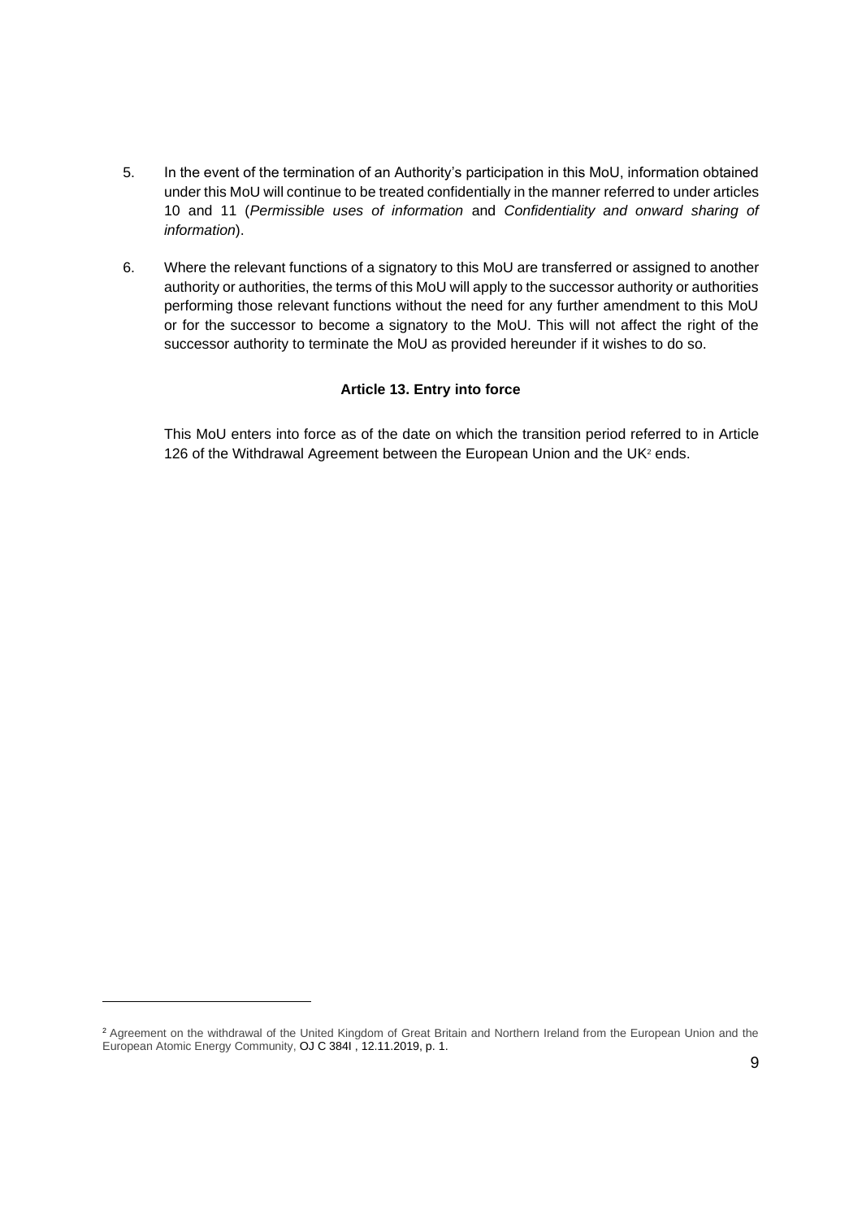5. In the event of the termination of an Authority's participation in this MoU, information obtained under this MoU will continue to be treated confidentially in the manner referred to under articles 10 and 11 (*Permissible uses of information* and *Confidentiality and onward sharing of information*).

6. Where the relevant functions of a signatory to this MoU are transferred or assigned to another authority or authorities, the terms of this MoU will apply to the successor authority or authorities performing those relevant functions without the need for any further amendment to this MoU or for the successor to become a signatory to the MoU. This will not affect the right of the successor authority to terminate the MoU as provided hereunder if it wishes to do so.

### Article 13. Entry into force

This MoU enters into force as of the date on which the transition period referred to in Article 126 of the Withdrawal Agreement between the European Union and the UK[2] ends.

---

[2] Agreement on the withdrawal of the United Kingdom of Great Britain and Northern Ireland from the European Union and the European Atomic Energy Community, OJ C 384I , 12.11.2019, p. 1.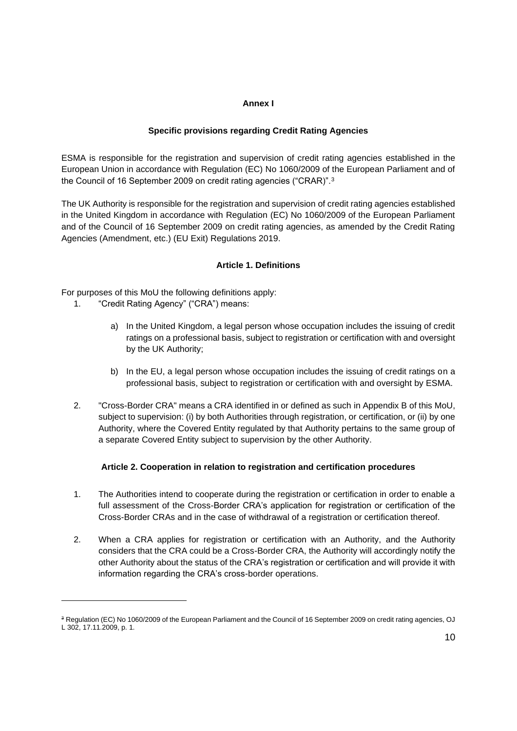## Annex I

### Specific provisions regarding Credit Rating Agencies

ESMA is responsible for the registration and supervision of credit rating agencies established in the European Union in accordance with Regulation (EC) No 1060/2009 of the European Parliament and of the Council of 16 September 2009 on credit rating agencies ("CRAR)".[3]

The UK Authority is responsible for the registration and supervision of credit rating agencies established in the United Kingdom in accordance with Regulation (EC) No 1060/2009 of the European Parliament and of the Council of 16 September 2009 on credit rating agencies, as amended by the Credit Rating Agencies (Amendment, etc.) (EU Exit) Regulations 2019.

#### Article 1. Definitions

For purposes of this MoU the following definitions apply:

1. "Credit Rating Agency" ("CRA") means:

   a) In the United Kingdom, a legal person whose occupation includes the issuing of credit ratings on a professional basis, subject to registration or certification with and oversight by the UK Authority;

   b) In the EU, a legal person whose occupation includes the issuing of credit ratings on a professional basis, subject to registration or certification with and oversight by ESMA.

2. "Cross-Border CRA" means a CRA identified in or defined as such in Appendix B of this MoU, subject to supervision: (i) by both Authorities through registration, or certification, or (ii) by one Authority, where the Covered Entity regulated by that Authority pertains to the same group of a separate Covered Entity subject to supervision by the other Authority.

#### Article 2. Cooperation in relation to registration and certification procedures

1. The Authorities intend to cooperate during the registration or certification in order to enable a full assessment of the Cross-Border CRA's application for registration or certification of the Cross-Border CRAs and in the case of withdrawal of a registration or certification thereof.

2. When a CRA applies for registration or certification with an Authority, and the Authority considers that the CRA could be a Cross-Border CRA, the Authority will accordingly notify the other Authority about the status of the CRA's registration or certification and will provide it with information regarding the CRA's cross-border operations.

---

[3] Regulation (EC) No 1060/2009 of the European Parliament and the Council of 16 September 2009 on credit rating agencies, OJ L 302, 17.11.2009, p. 1.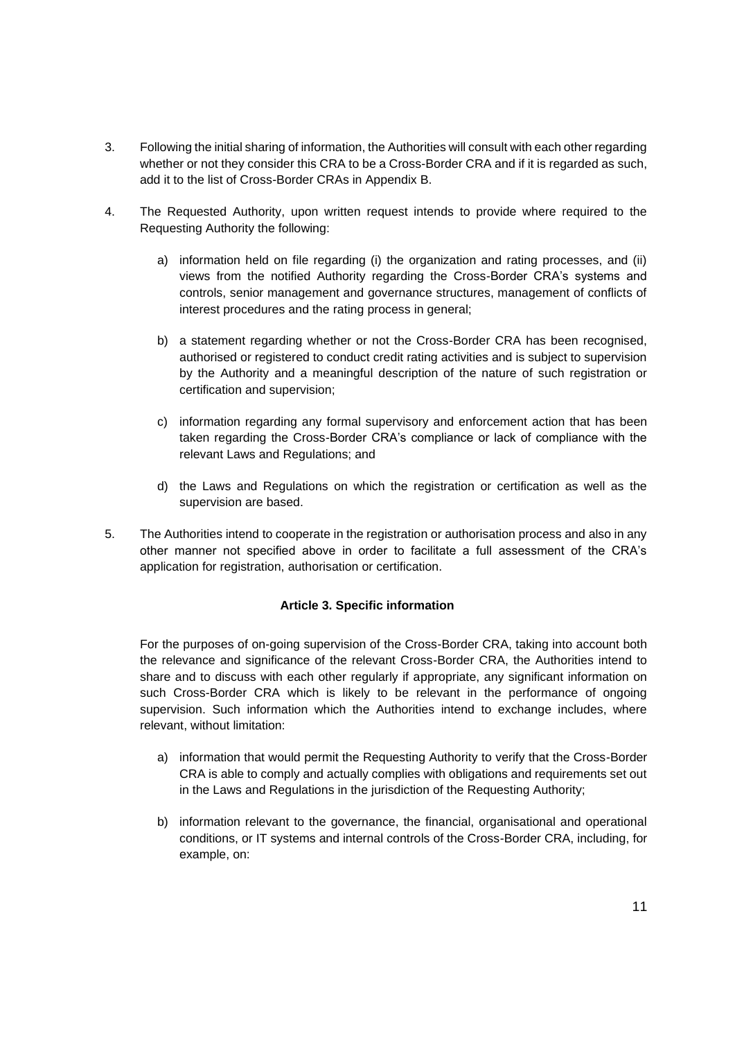3. Following the initial sharing of information, the Authorities will consult with each other regarding whether or not they consider this CRA to be a Cross-Border CRA and if it is regarded as such, add it to the list of Cross-Border CRAs in Appendix B.

4. The Requested Authority, upon written request intends to provide where required to the Requesting Authority the following:

   a) information held on file regarding (i) the organization and rating processes, and (ii) views from the notified Authority regarding the Cross-Border CRA's systems and controls, senior management and governance structures, management of conflicts of interest procedures and the rating process in general;

   b) a statement regarding whether or not the Cross-Border CRA has been recognised, authorised or registered to conduct credit rating activities and is subject to supervision by the Authority and a meaningful description of the nature of such registration or certification and supervision;

   c) information regarding any formal supervisory and enforcement action that has been taken regarding the Cross-Border CRA's compliance or lack of compliance with the relevant Laws and Regulations; and

   d) the Laws and Regulations on which the registration or certification as well as the supervision are based.

5. The Authorities intend to cooperate in the registration or authorisation process and also in any other manner not specified above in order to facilitate a full assessment of the CRA's application for registration, authorisation or certification.

**Article 3. Specific information**

For the purposes of on-going supervision of the Cross-Border CRA, taking into account both the relevance and significance of the relevant Cross-Border CRA, the Authorities intend to share and to discuss with each other regularly if appropriate, any significant information on such Cross-Border CRA which is likely to be relevant in the performance of ongoing supervision. Such information which the Authorities intend to exchange includes, where relevant, without limitation:

a) information that would permit the Requesting Authority to verify that the Cross-Border CRA is able to comply and actually complies with obligations and requirements set out in the Laws and Regulations in the jurisdiction of the Requesting Authority;

b) information relevant to the governance, the financial, organisational and operational conditions, or IT systems and internal controls of the Cross-Border CRA, including, for example, on: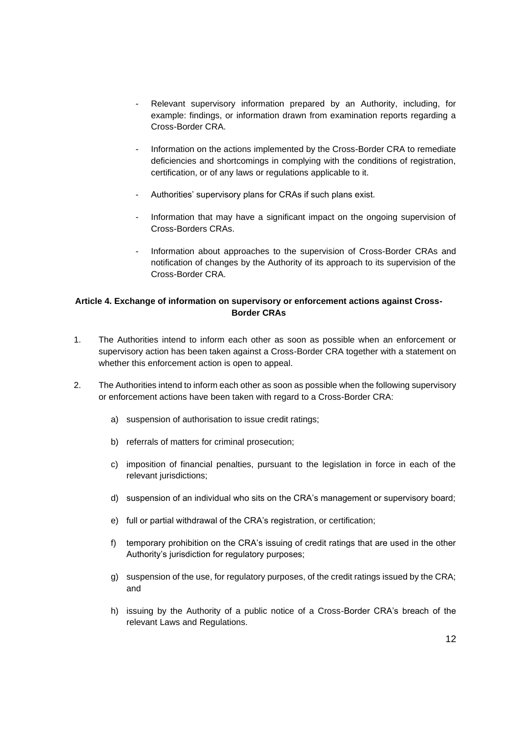- Relevant supervisory information prepared by an Authority, including, for example: findings, or information drawn from examination reports regarding a Cross-Border CRA.
- Information on the actions implemented by the Cross-Border CRA to remediate deficiencies and shortcomings in complying with the conditions of registration, certification, or of any laws or regulations applicable to it.
- Authorities' supervisory plans for CRAs if such plans exist.
- Information that may have a significant impact on the ongoing supervision of Cross-Borders CRAs.
- Information about approaches to the supervision of Cross-Border CRAs and notification of changes by the Authority of its approach to its supervision of the Cross-Border CRA.

### Article 4. Exchange of information on supervisory or enforcement actions against Cross-Border CRAs

1. The Authorities intend to inform each other as soon as possible when an enforcement or supervisory action has been taken against a Cross-Border CRA together with a statement on whether this enforcement action is open to appeal.

2. The Authorities intend to inform each other as soon as possible when the following supervisory or enforcement actions have been taken with regard to a Cross-Border CRA:

   a) suspension of authorisation to issue credit ratings;

   b) referrals of matters for criminal prosecution;

   c) imposition of financial penalties, pursuant to the legislation in force in each of the relevant jurisdictions;

   d) suspension of an individual who sits on the CRA's management or supervisory board;

   e) full or partial withdrawal of the CRA's registration, or certification;

   f) temporary prohibition on the CRA's issuing of credit ratings that are used in the other Authority's jurisdiction for regulatory purposes;

   g) suspension of the use, for regulatory purposes, of the credit ratings issued by the CRA; and

   h) issuing by the Authority of a public notice of a Cross-Border CRA's breach of the relevant Laws and Regulations.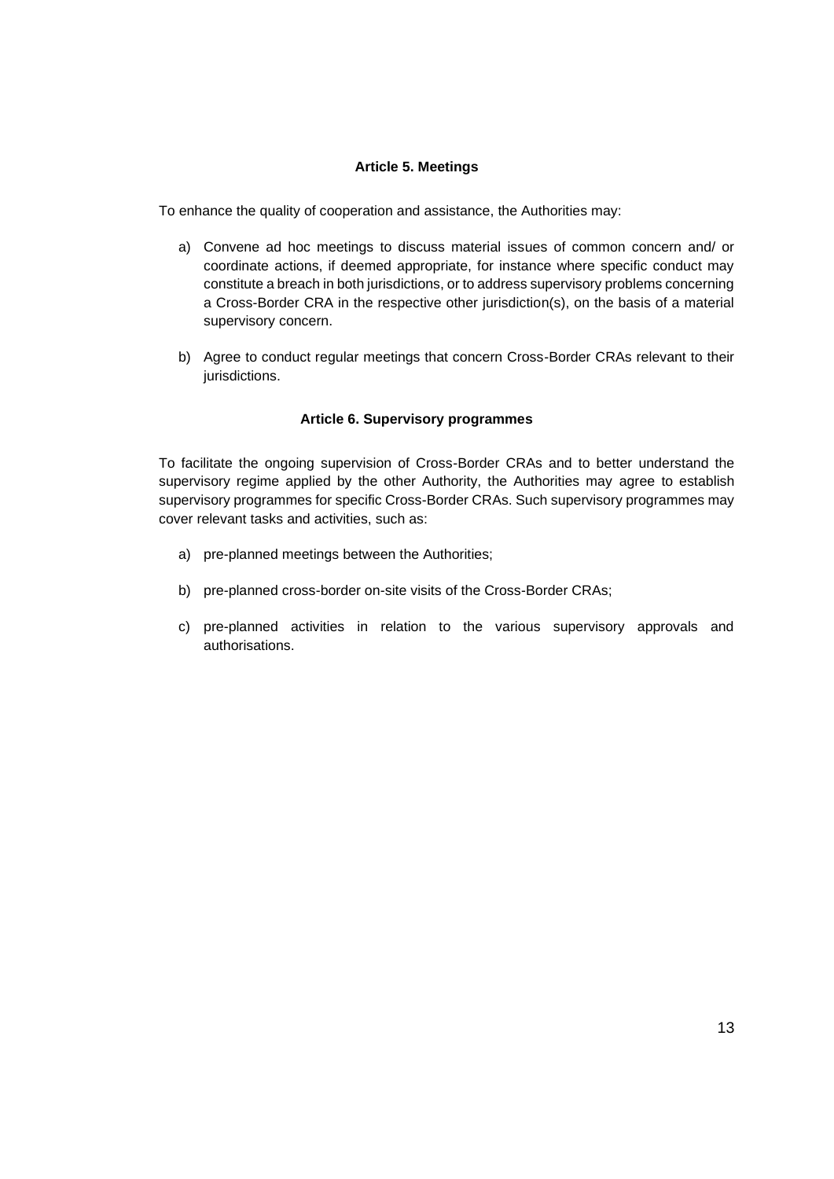### Article 5. Meetings

To enhance the quality of cooperation and assistance, the Authorities may:

a) Convene ad hoc meetings to discuss material issues of common concern and/ or coordinate actions, if deemed appropriate, for instance where specific conduct may constitute a breach in both jurisdictions, or to address supervisory problems concerning a Cross-Border CRA in the respective other jurisdiction(s), on the basis of a material supervisory concern.

b) Agree to conduct regular meetings that concern Cross-Border CRAs relevant to their jurisdictions.

### Article 6. Supervisory programmes

To facilitate the ongoing supervision of Cross-Border CRAs and to better understand the supervisory regime applied by the other Authority, the Authorities may agree to establish supervisory programmes for specific Cross-Border CRAs. Such supervisory programmes may cover relevant tasks and activities, such as:

a) pre-planned meetings between the Authorities;

b) pre-planned cross-border on-site visits of the Cross-Border CRAs;

c) pre-planned activities in relation to the various supervisory approvals and authorisations.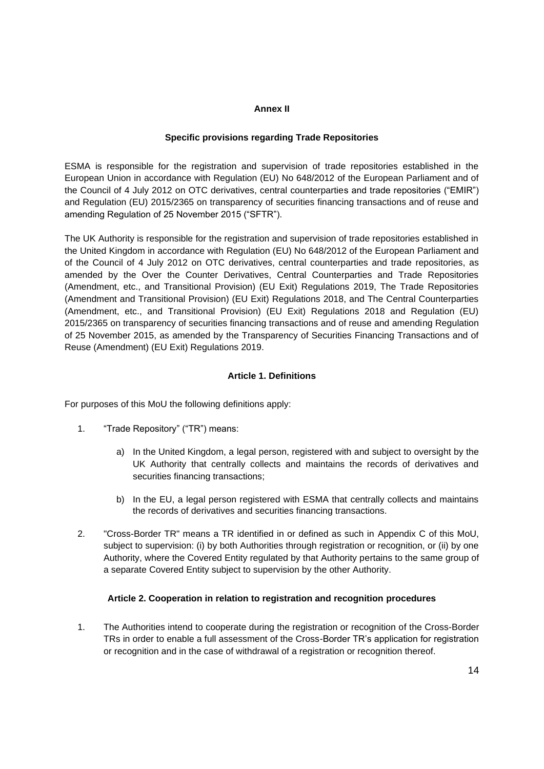## Annex II

### Specific provisions regarding Trade Repositories

ESMA is responsible for the registration and supervision of trade repositories established in the European Union in accordance with Regulation (EU) No 648/2012 of the European Parliament and of the Council of 4 July 2012 on OTC derivatives, central counterparties and trade repositories ("EMIR") and Regulation (EU) 2015/2365 on transparency of securities financing transactions and of reuse and amending Regulation of 25 November 2015 ("SFTR").

The UK Authority is responsible for the registration and supervision of trade repositories established in the United Kingdom in accordance with Regulation (EU) No 648/2012 of the European Parliament and of the Council of 4 July 2012 on OTC derivatives, central counterparties and trade repositories, as amended by the Over the Counter Derivatives, Central Counterparties and Trade Repositories (Amendment, etc., and Transitional Provision) (EU Exit) Regulations 2019, The Trade Repositories (Amendment and Transitional Provision) (EU Exit) Regulations 2018, and The Central Counterparties (Amendment, etc., and Transitional Provision) (EU Exit) Regulations 2018 and Regulation (EU) 2015/2365 on transparency of securities financing transactions and of reuse and amending Regulation of 25 November 2015, as amended by the Transparency of Securities Financing Transactions and of Reuse (Amendment) (EU Exit) Regulations 2019.

### Article 1. Definitions

For purposes of this MoU the following definitions apply:

1. "Trade Repository" ("TR") means:

   a) In the United Kingdom, a legal person, registered with and subject to oversight by the UK Authority that centrally collects and maintains the records of derivatives and securities financing transactions;

   b) In the EU, a legal person registered with ESMA that centrally collects and maintains the records of derivatives and securities financing transactions.

2. "Cross-Border TR" means a TR identified in or defined as such in Appendix C of this MoU, subject to supervision: (i) by both Authorities through registration or recognition, or (ii) by one Authority, where the Covered Entity regulated by that Authority pertains to the same group of a separate Covered Entity subject to supervision by the other Authority.

### Article 2. Cooperation in relation to registration and recognition procedures

1. The Authorities intend to cooperate during the registration or recognition of the Cross-Border TRs in order to enable a full assessment of the Cross-Border TR's application for registration or recognition and in the case of withdrawal of a registration or recognition thereof.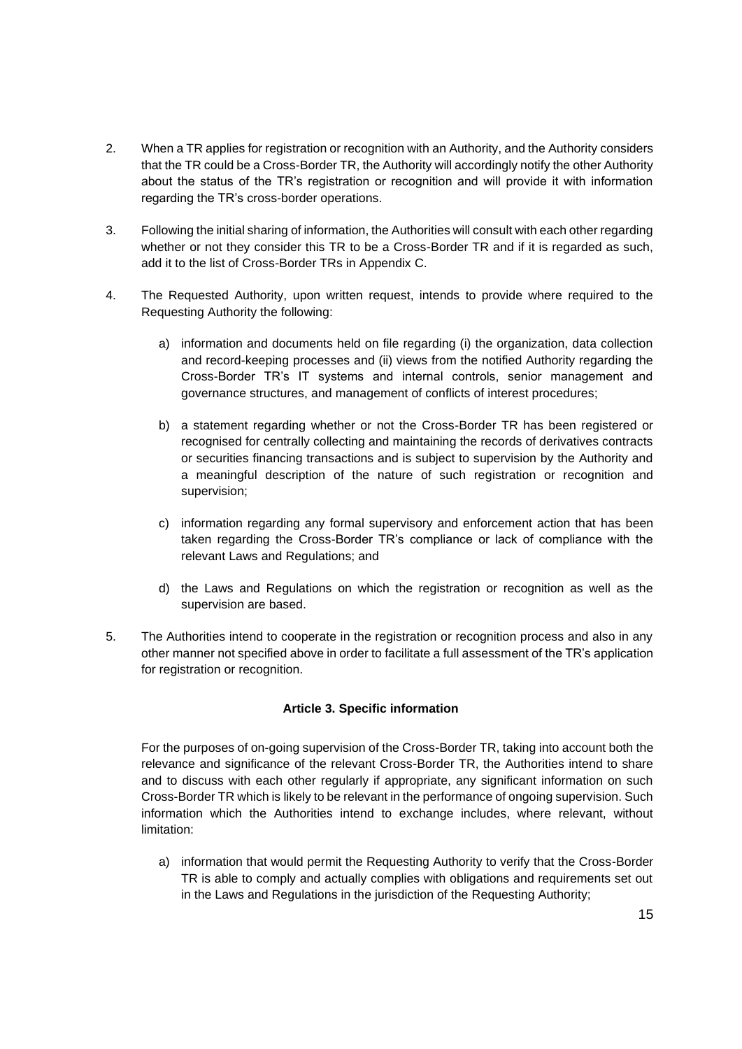2. When a TR applies for registration or recognition with an Authority, and the Authority considers that the TR could be a Cross-Border TR, the Authority will accordingly notify the other Authority about the status of the TR's registration or recognition and will provide it with information regarding the TR's cross-border operations.

3. Following the initial sharing of information, the Authorities will consult with each other regarding whether or not they consider this TR to be a Cross-Border TR and if it is regarded as such, add it to the list of Cross-Border TRs in Appendix C.

4. The Requested Authority, upon written request, intends to provide where required to the Requesting Authority the following:

   a) information and documents held on file regarding (i) the organization, data collection and record-keeping processes and (ii) views from the notified Authority regarding the Cross-Border TR's IT systems and internal controls, senior management and governance structures, and management of conflicts of interest procedures;

   b) a statement regarding whether or not the Cross-Border TR has been registered or recognised for centrally collecting and maintaining the records of derivatives contracts or securities financing transactions and is subject to supervision by the Authority and a meaningful description of the nature of such registration or recognition and supervision;

   c) information regarding any formal supervisory and enforcement action that has been taken regarding the Cross-Border TR's compliance or lack of compliance with the relevant Laws and Regulations; and

   d) the Laws and Regulations on which the registration or recognition as well as the supervision are based.

5. The Authorities intend to cooperate in the registration or recognition process and also in any other manner not specified above in order to facilitate a full assessment of the TR's application for registration or recognition.

### Article 3. Specific information

For the purposes of on-going supervision of the Cross-Border TR, taking into account both the relevance and significance of the relevant Cross-Border TR, the Authorities intend to share and to discuss with each other regularly if appropriate, any significant information on such Cross-Border TR which is likely to be relevant in the performance of ongoing supervision. Such information which the Authorities intend to exchange includes, where relevant, without limitation:

a) information that would permit the Requesting Authority to verify that the Cross-Border TR is able to comply and actually complies with obligations and requirements set out in the Laws and Regulations in the jurisdiction of the Requesting Authority;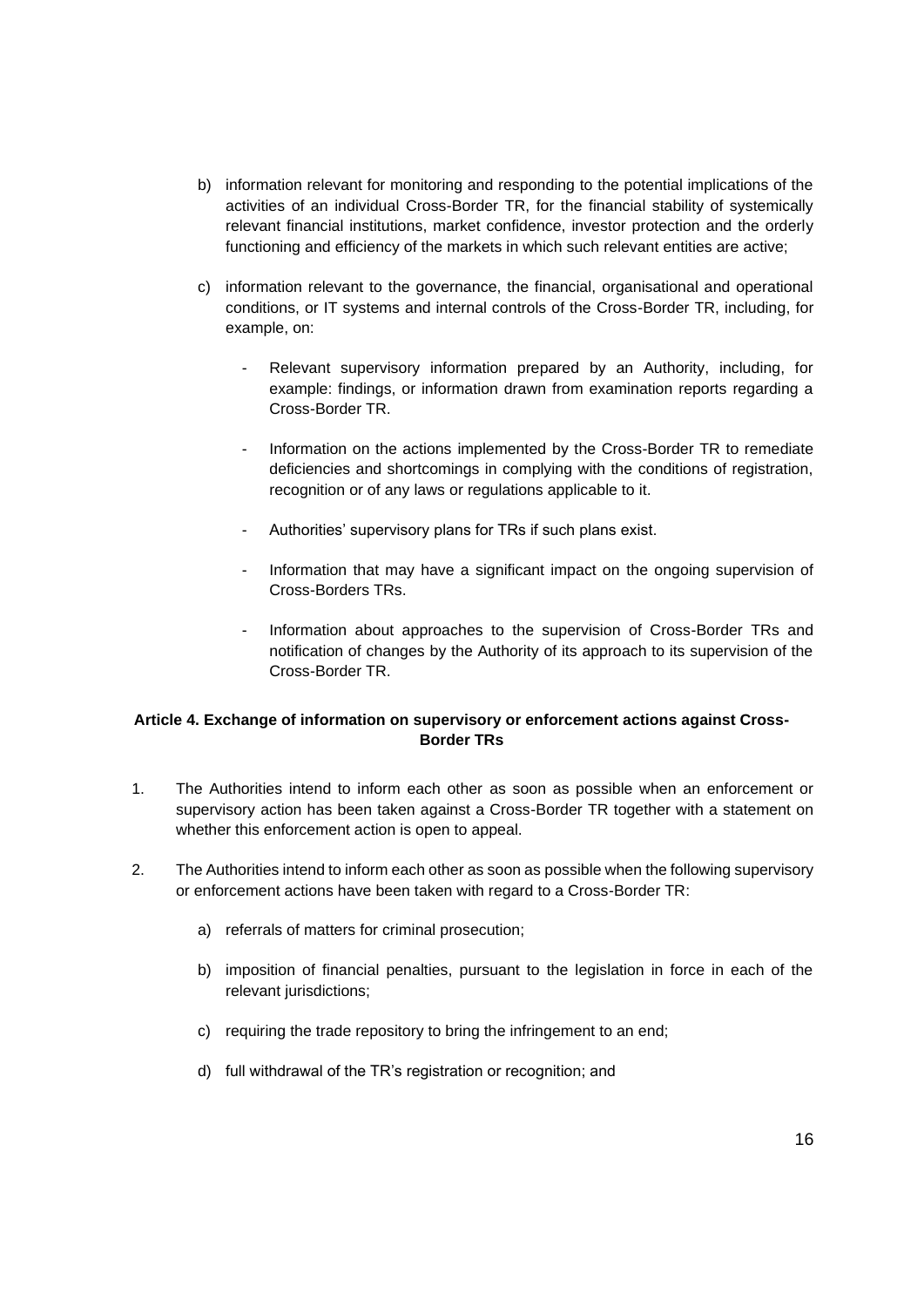b) information relevant for monitoring and responding to the potential implications of the activities of an individual Cross-Border TR, for the financial stability of systemically relevant financial institutions, market confidence, investor protection and the orderly functioning and efficiency of the markets in which such relevant entities are active;

c) information relevant to the governance, the financial, organisational and operational conditions, or IT systems and internal controls of the Cross-Border TR, including, for example, on:

- Relevant supervisory information prepared by an Authority, including, for example: findings, or information drawn from examination reports regarding a Cross-Border TR.

- Information on the actions implemented by the Cross-Border TR to remediate deficiencies and shortcomings in complying with the conditions of registration, recognition or of any laws or regulations applicable to it.

- Authorities' supervisory plans for TRs if such plans exist.

- Information that may have a significant impact on the ongoing supervision of Cross-Borders TRs.

- Information about approaches to the supervision of Cross-Border TRs and notification of changes by the Authority of its approach to its supervision of the Cross-Border TR.

**Article 4. Exchange of information on supervisory or enforcement actions against Cross-Border TRs**

1. The Authorities intend to inform each other as soon as possible when an enforcement or supervisory action has been taken against a Cross-Border TR together with a statement on whether this enforcement action is open to appeal.

2. The Authorities intend to inform each other as soon as possible when the following supervisory or enforcement actions have been taken with regard to a Cross-Border TR:

   a) referrals of matters for criminal prosecution;

   b) imposition of financial penalties, pursuant to the legislation in force in each of the relevant jurisdictions;

   c) requiring the trade repository to bring the infringement to an end;

   d) full withdrawal of the TR's registration or recognition; and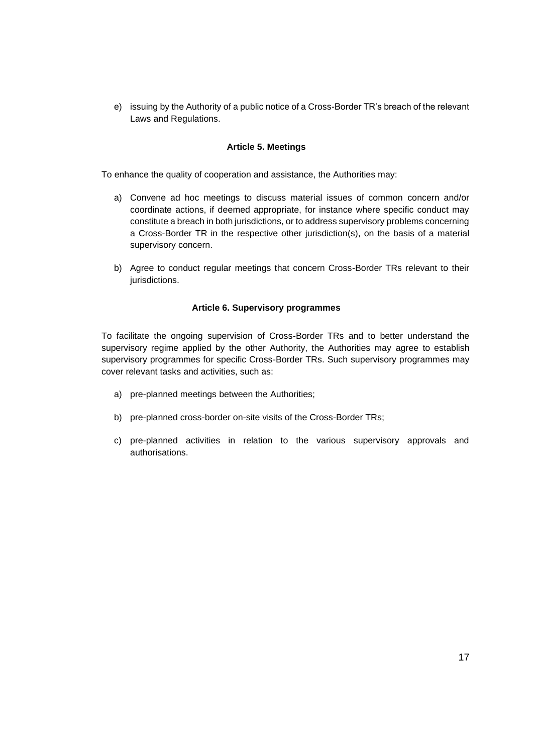e) issuing by the Authority of a public notice of a Cross-Border TR's breach of the relevant Laws and Regulations.

### Article 5. Meetings

To enhance the quality of cooperation and assistance, the Authorities may:

a) Convene ad hoc meetings to discuss material issues of common concern and/or coordinate actions, if deemed appropriate, for instance where specific conduct may constitute a breach in both jurisdictions, or to address supervisory problems concerning a Cross-Border TR in the respective other jurisdiction(s), on the basis of a material supervisory concern.

b) Agree to conduct regular meetings that concern Cross-Border TRs relevant to their jurisdictions.

### Article 6. Supervisory programmes

To facilitate the ongoing supervision of Cross-Border TRs and to better understand the supervisory regime applied by the other Authority, the Authorities may agree to establish supervisory programmes for specific Cross-Border TRs. Such supervisory programmes may cover relevant tasks and activities, such as:

a) pre-planned meetings between the Authorities;

b) pre-planned cross-border on-site visits of the Cross-Border TRs;

c) pre-planned activities in relation to the various supervisory approvals and authorisations.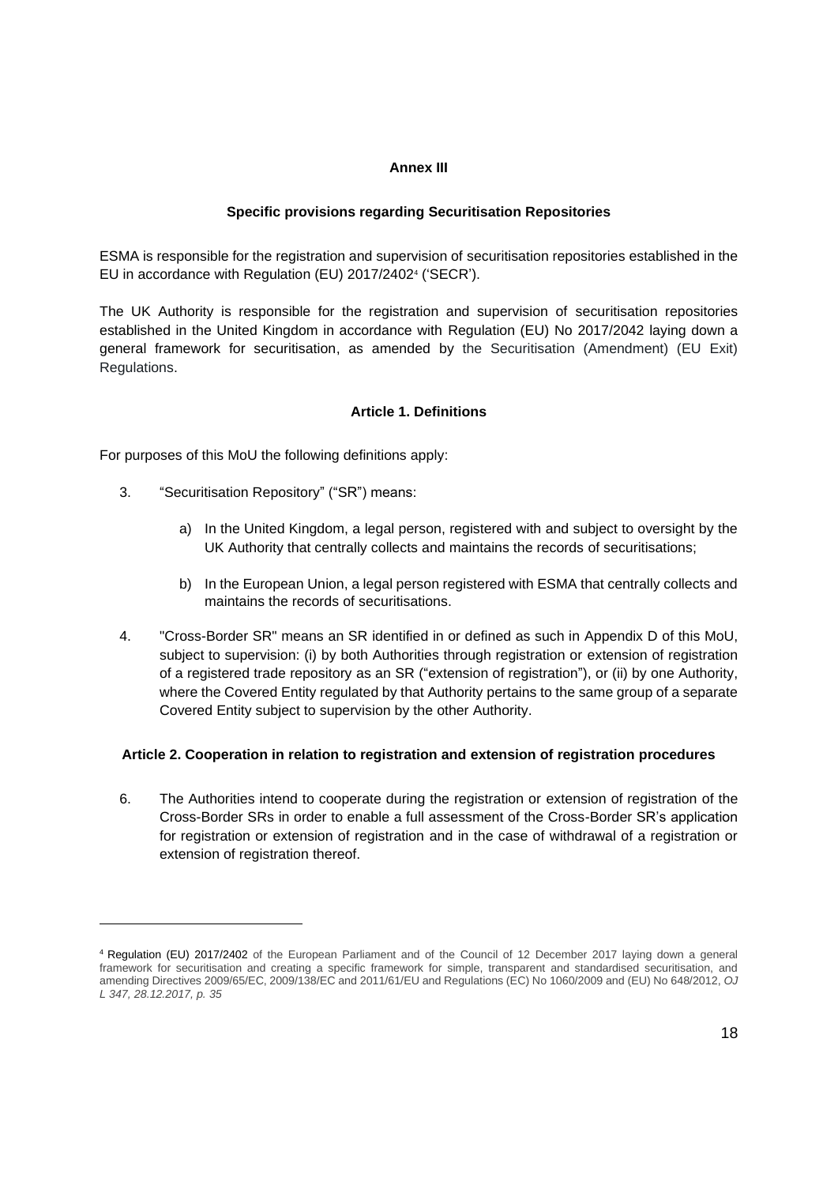**Annex III**

**Specific provisions regarding Securitisation Repositories**

ESMA is responsible for the registration and supervision of securitisation repositories established in the EU in accordance with Regulation (EU) 2017/2402[4] ('SECR').

The UK Authority is responsible for the registration and supervision of securitisation repositories established in the United Kingdom in accordance with Regulation (EU) No 2017/2042 laying down a general framework for securitisation, as amended by the Securitisation (Amendment) (EU Exit) Regulations.

**Article 1. Definitions**

For purposes of this MoU the following definitions apply:

3. "Securitisation Repository" ("SR") means:

   a) In the United Kingdom, a legal person, registered with and subject to oversight by the UK Authority that centrally collects and maintains the records of securitisations;

   b) In the European Union, a legal person registered with ESMA that centrally collects and maintains the records of securitisations.

4. "Cross-Border SR" means an SR identified in or defined as such in Appendix D of this MoU, subject to supervision: (i) by both Authorities through registration or extension of registration of a registered trade repository as an SR ("extension of registration"), or (ii) by one Authority, where the Covered Entity regulated by that Authority pertains to the same group of a separate Covered Entity subject to supervision by the other Authority.

**Article 2. Cooperation in relation to registration and extension of registration procedures**

6. The Authorities intend to cooperate during the registration or extension of registration of the Cross-Border SRs in order to enable a full assessment of the Cross-Border SR's application for registration or extension of registration and in the case of withdrawal of a registration or extension of registration thereof.

[4] Regulation (EU) 2017/2402 of the European Parliament and of the Council of 12 December 2017 laying down a general framework for securitisation and creating a specific framework for simple, transparent and standardised securitisation, and amending Directives 2009/65/EC, 2009/138/EC and 2011/61/EU and Regulations (EC) No 1060/2009 and (EU) No 648/2012, *OJ L 347, 28.12.2017, p. 35*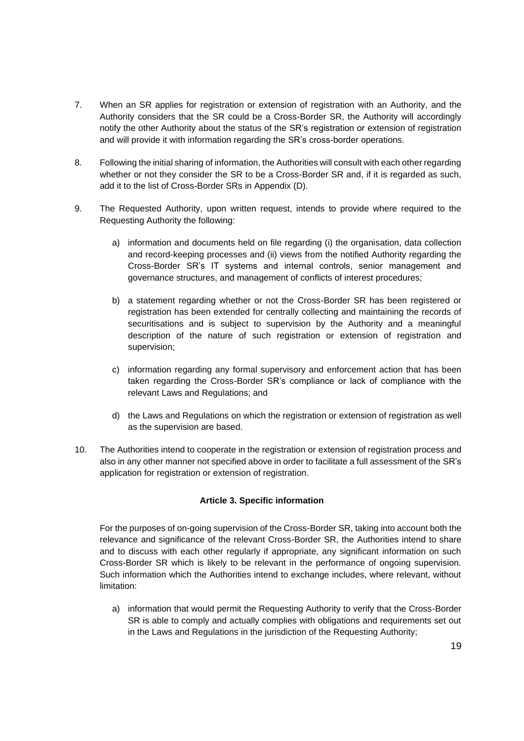7. When an SR applies for registration or extension of registration with an Authority, and the Authority considers that the SR could be a Cross-Border SR, the Authority will accordingly notify the other Authority about the status of the SR's registration or extension of registration and will provide it with information regarding the SR's cross-border operations.

8. Following the initial sharing of information, the Authorities will consult with each other regarding whether or not they consider the SR to be a Cross-Border SR and, if it is regarded as such, add it to the list of Cross-Border SRs in Appendix (D).

9. The Requested Authority, upon written request, intends to provide where required to the Requesting Authority the following:

   a) information and documents held on file regarding (i) the organisation, data collection and record-keeping processes and (ii) views from the notified Authority regarding the Cross-Border SR's IT systems and internal controls, senior management and governance structures, and management of conflicts of interest procedures;

   b) a statement regarding whether or not the Cross-Border SR has been registered or registration has been extended for centrally collecting and maintaining the records of securitisations and is subject to supervision by the Authority and a meaningful description of the nature of such registration or extension of registration and supervision;

   c) information regarding any formal supervisory and enforcement action that has been taken regarding the Cross-Border SR's compliance or lack of compliance with the relevant Laws and Regulations; and

   d) the Laws and Regulations on which the registration or extension of registration as well as the supervision are based.

10. The Authorities intend to cooperate in the registration or extension of registration process and also in any other manner not specified above in order to facilitate a full assessment of the SR's application for registration or extension of registration.

**Article 3. Specific information**

For the purposes of on-going supervision of the Cross-Border SR, taking into account both the relevance and significance of the relevant Cross-Border SR, the Authorities intend to share and to discuss with each other regularly if appropriate, any significant information on such Cross-Border SR which is likely to be relevant in the performance of ongoing supervision. Such information which the Authorities intend to exchange includes, where relevant, without limitation:

   a) information that would permit the Requesting Authority to verify that the Cross-Border SR is able to comply and actually complies with obligations and requirements set out in the Laws and Regulations in the jurisdiction of the Requesting Authority;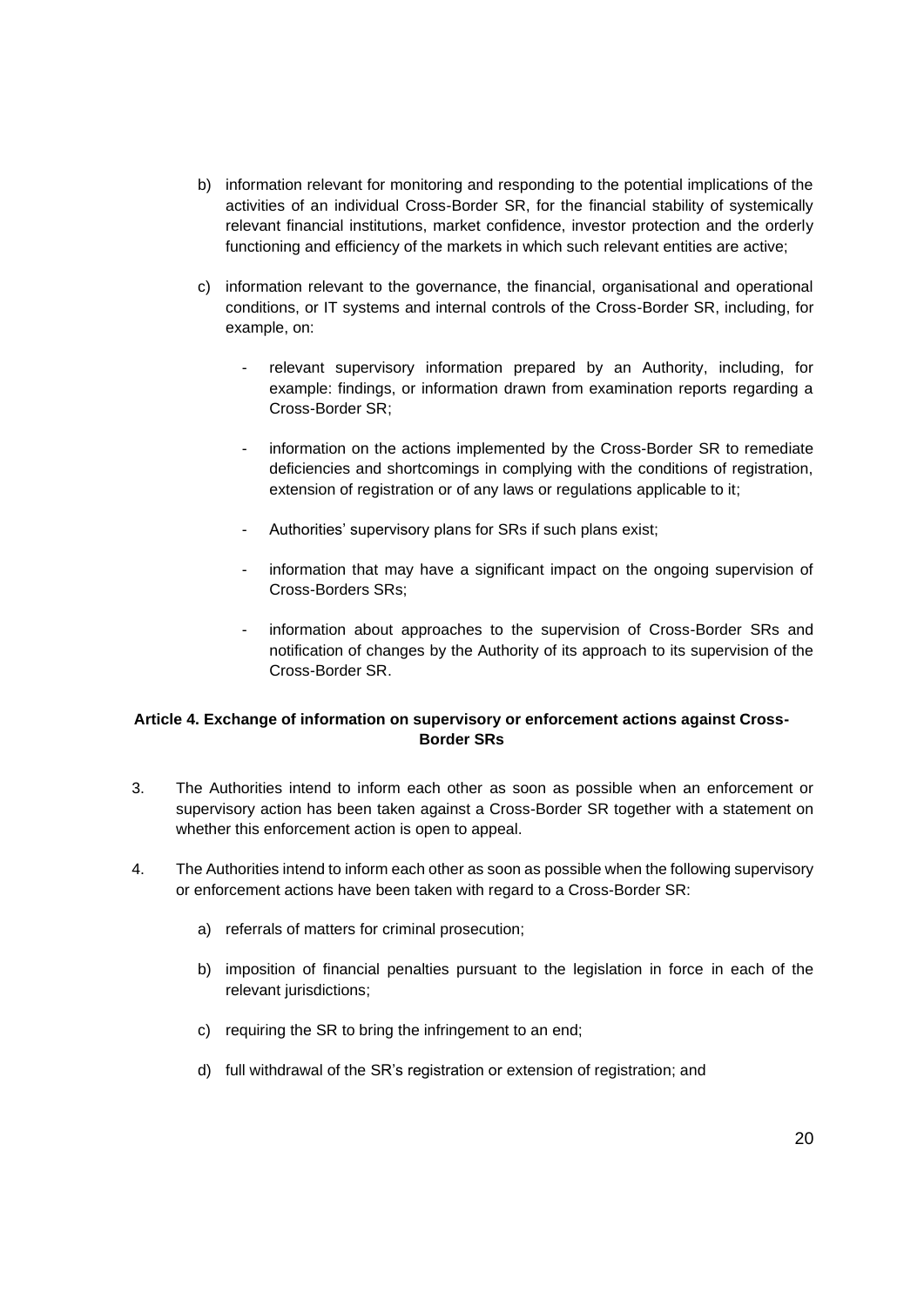b) information relevant for monitoring and responding to the potential implications of the activities of an individual Cross-Border SR, for the financial stability of systemically relevant financial institutions, market confidence, investor protection and the orderly functioning and efficiency of the markets in which such relevant entities are active;

c) information relevant to the governance, the financial, organisational and operational conditions, or IT systems and internal controls of the Cross-Border SR, including, for example, on:

   - relevant supervisory information prepared by an Authority, including, for example: findings, or information drawn from examination reports regarding a Cross-Border SR;

   - information on the actions implemented by the Cross-Border SR to remediate deficiencies and shortcomings in complying with the conditions of registration, extension of registration or of any laws or regulations applicable to it;

   - Authorities' supervisory plans for SRs if such plans exist;

   - information that may have a significant impact on the ongoing supervision of Cross-Borders SRs;

   - information about approaches to the supervision of Cross-Border SRs and notification of changes by the Authority of its approach to its supervision of the Cross-Border SR.

### Article 4. Exchange of information on supervisory or enforcement actions against Cross-Border SRs

3. The Authorities intend to inform each other as soon as possible when an enforcement or supervisory action has been taken against a Cross-Border SR together with a statement on whether this enforcement action is open to appeal.

4. The Authorities intend to inform each other as soon as possible when the following supervisory or enforcement actions have been taken with regard to a Cross-Border SR:

   a) referrals of matters for criminal prosecution;

   b) imposition of financial penalties pursuant to the legislation in force in each of the relevant jurisdictions;

   c) requiring the SR to bring the infringement to an end;

   d) full withdrawal of the SR's registration or extension of registration; and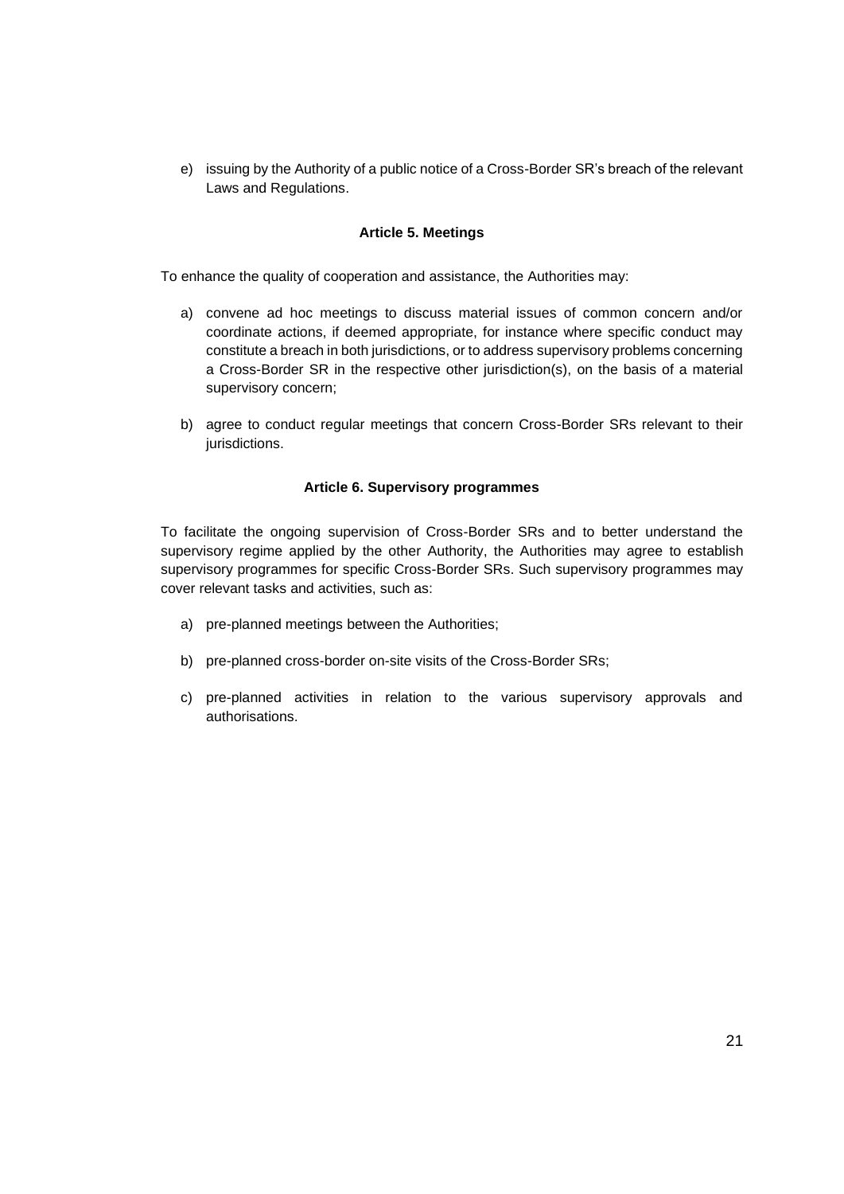e) issuing by the Authority of a public notice of a Cross-Border SR's breach of the relevant Laws and Regulations.

### Article 5. Meetings

To enhance the quality of cooperation and assistance, the Authorities may:

a) convene ad hoc meetings to discuss material issues of common concern and/or coordinate actions, if deemed appropriate, for instance where specific conduct may constitute a breach in both jurisdictions, or to address supervisory problems concerning a Cross-Border SR in the respective other jurisdiction(s), on the basis of a material supervisory concern;

b) agree to conduct regular meetings that concern Cross-Border SRs relevant to their jurisdictions.

### Article 6. Supervisory programmes

To facilitate the ongoing supervision of Cross-Border SRs and to better understand the supervisory regime applied by the other Authority, the Authorities may agree to establish supervisory programmes for specific Cross-Border SRs. Such supervisory programmes may cover relevant tasks and activities, such as:

a) pre-planned meetings between the Authorities;

b) pre-planned cross-border on-site visits of the Cross-Border SRs;

c) pre-planned activities in relation to the various supervisory approvals and authorisations.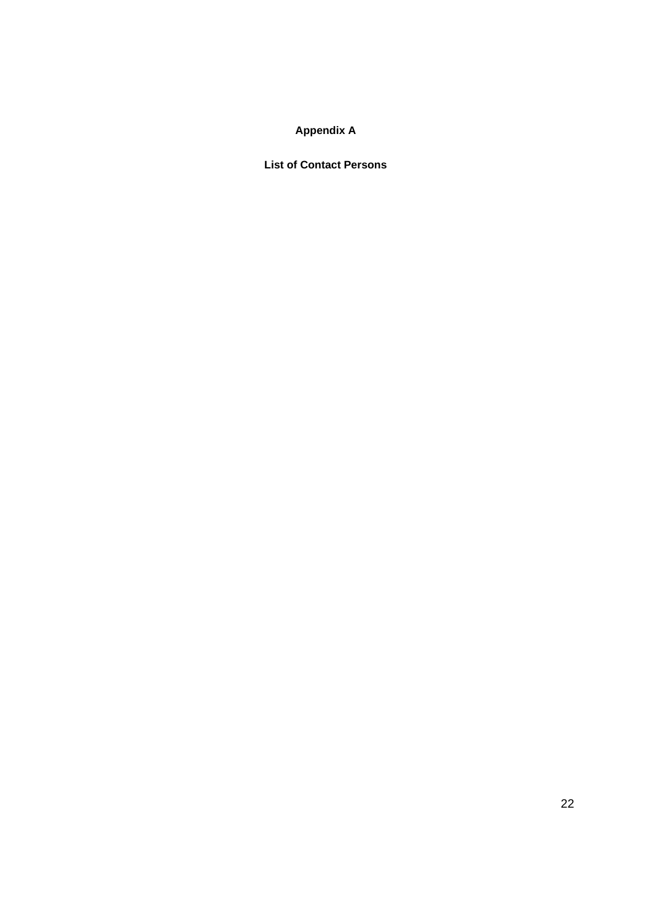# Appendix A

## List of Contact Persons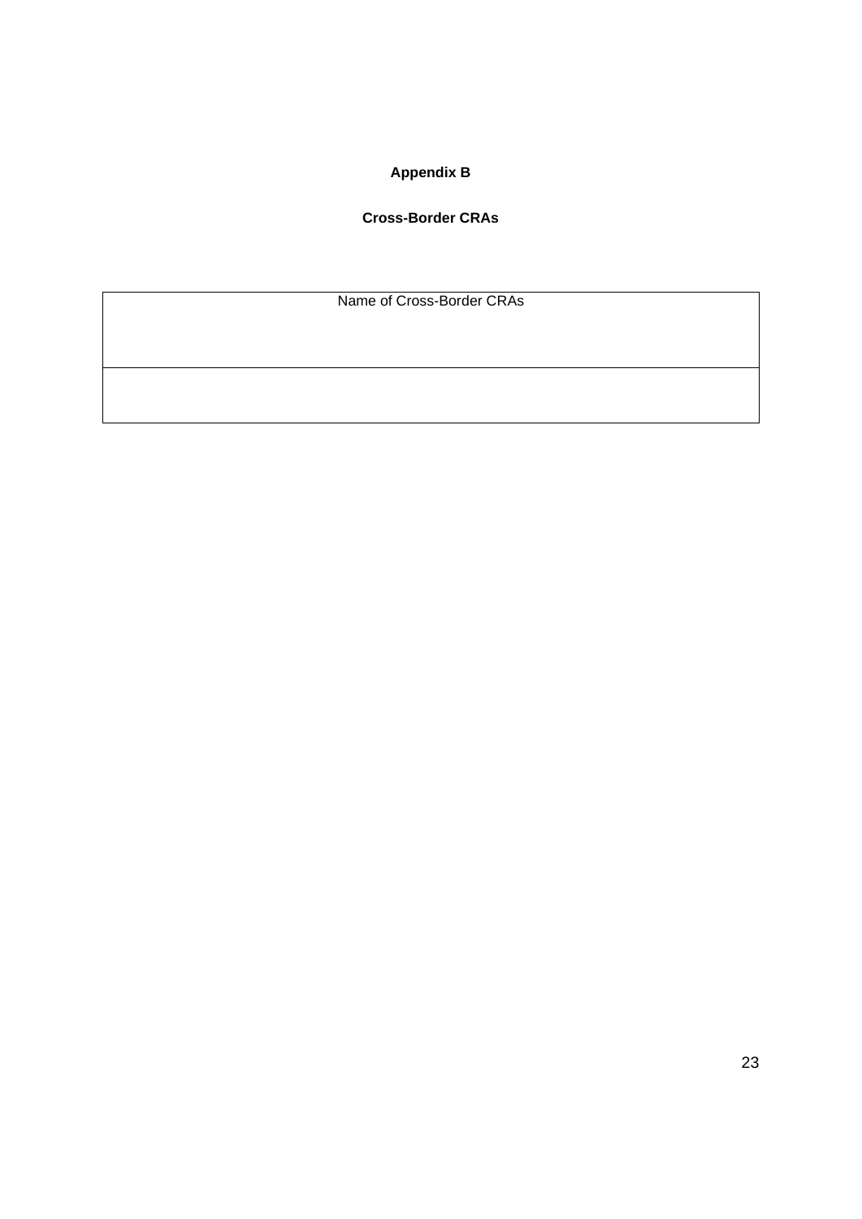**Appendix B**

**Cross-Border CRAs**

| Name of Cross-Border CRAs |
| --- |
| |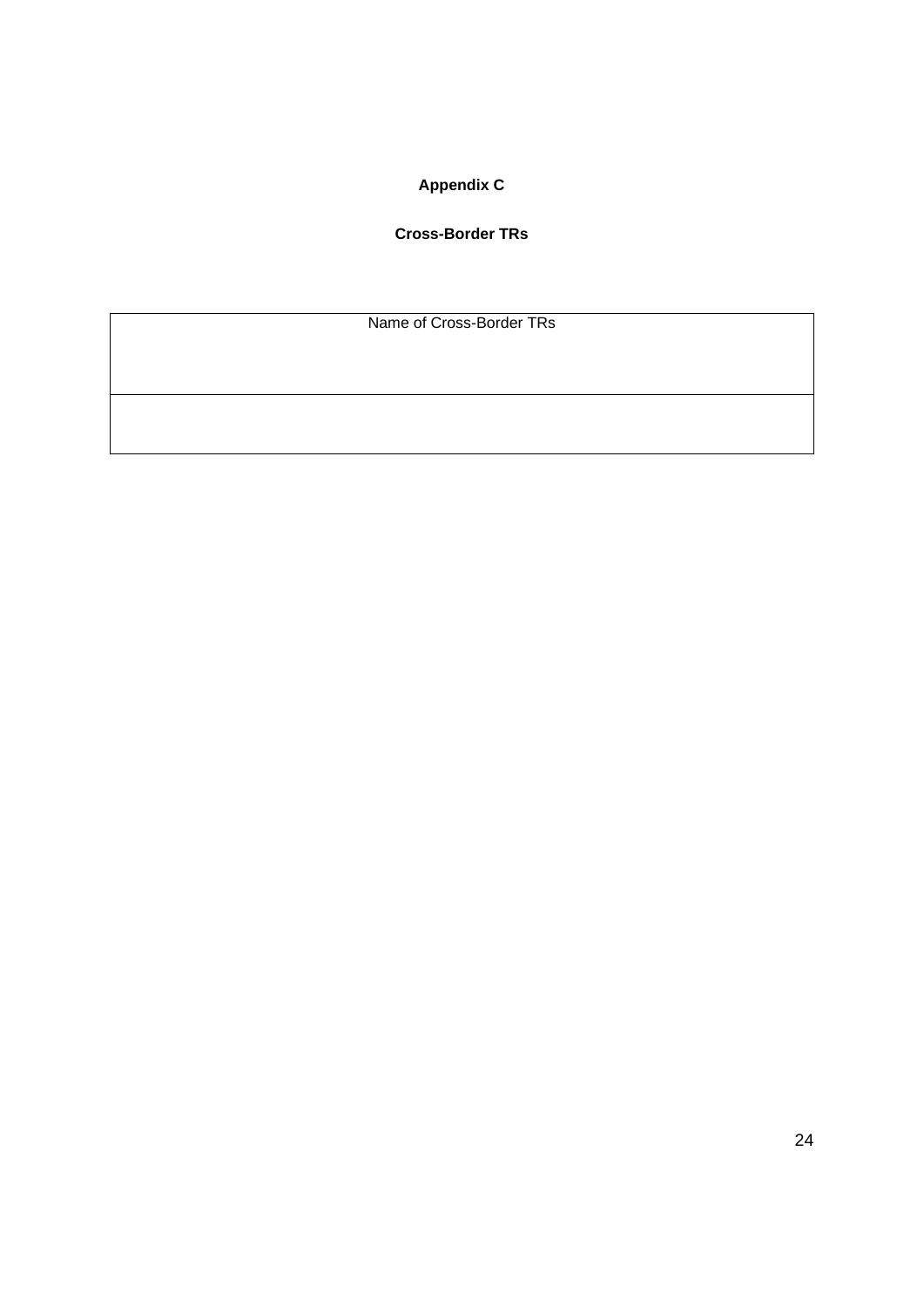**Appendix C**

**Cross-Border TRs**

| Name of Cross-Border TRs |
| --- |
| |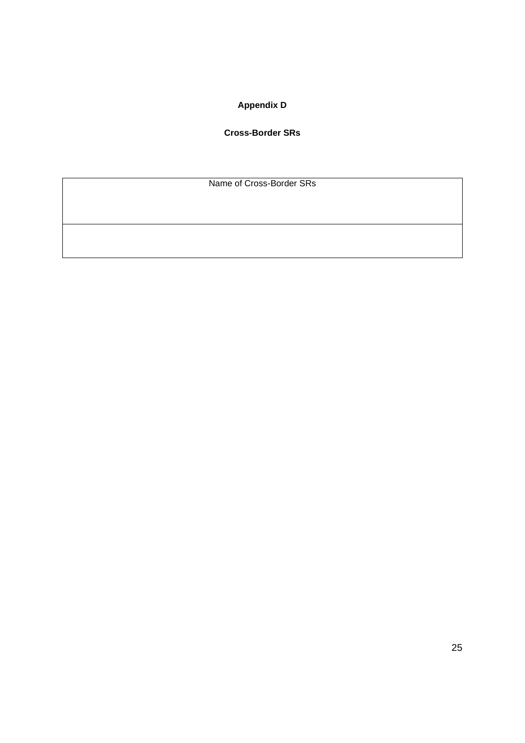**Appendix D**

**Cross-Border SRs**

| Name of Cross-Border SRs |
| --- |
| |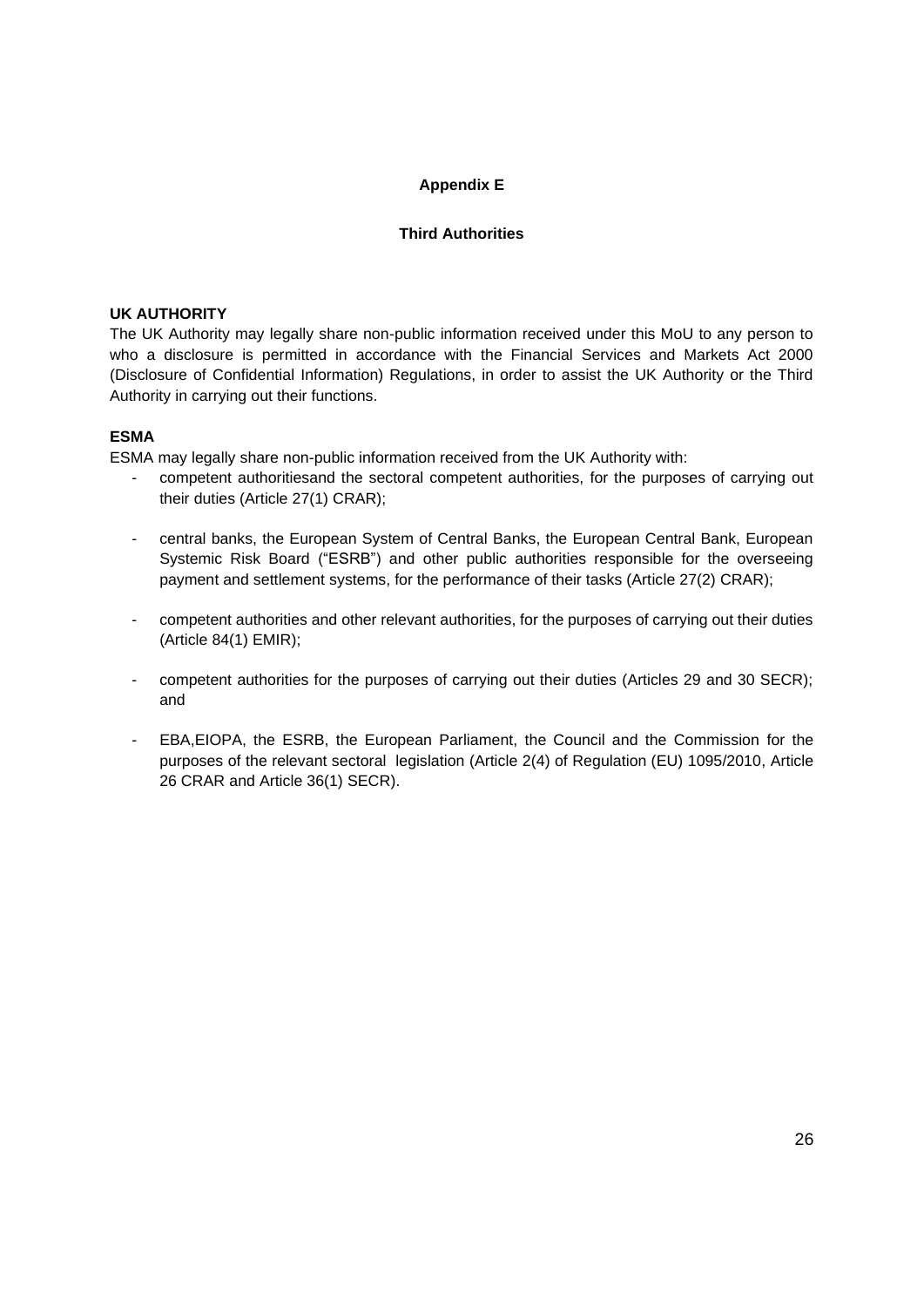## Appendix E

### Third Authorities

**UK AUTHORITY**

The UK Authority may legally share non-public information received under this MoU to any person to who a disclosure is permitted in accordance with the Financial Services and Markets Act 2000 (Disclosure of Confidential Information) Regulations, in order to assist the UK Authority or the Third Authority in carrying out their functions.

**ESMA**

ESMA may legally share non-public information received from the UK Authority with:

- competent authoritiesand the sectoral competent authorities, for the purposes of carrying out their duties (Article 27(1) CRAR);
- central banks, the European System of Central Banks, the European Central Bank, European Systemic Risk Board ("ESRB") and other public authorities responsible for the overseeing payment and settlement systems, for the performance of their tasks (Article 27(2) CRAR);
- competent authorities and other relevant authorities, for the purposes of carrying out their duties (Article 84(1) EMIR);
- competent authorities for the purposes of carrying out their duties (Articles 29 and 30 SECR); and
- EBA,EIOPA, the ESRB, the European Parliament, the Council and the Commission for the purposes of the relevant sectoral legislation (Article 2(4) of Regulation (EU) 1095/2010, Article 26 CRAR and Article 36(1) SECR).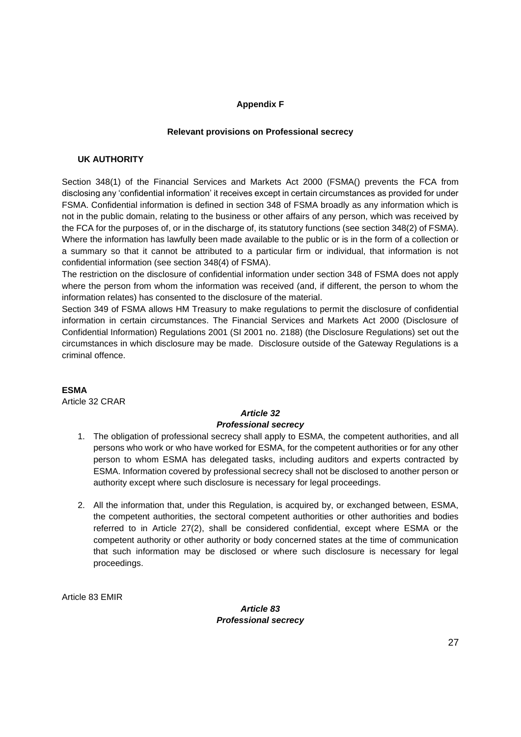**Appendix F**

**Relevant provisions on Professional secrecy**

**UK AUTHORITY**

Section 348(1) of the Financial Services and Markets Act 2000 (FSMA() prevents the FCA from disclosing any 'confidential information' it receives except in certain circumstances as provided for under FSMA. Confidential information is defined in section 348 of FSMA broadly as any information which is not in the public domain, relating to the business or other affairs of any person, which was received by the FCA for the purposes of, or in the discharge of, its statutory functions (see section 348(2) of FSMA). Where the information has lawfully been made available to the public or is in the form of a collection or a summary so that it cannot be attributed to a particular firm or individual, that information is not confidential information (see section 348(4) of FSMA).

The restriction on the disclosure of confidential information under section 348 of FSMA does not apply where the person from whom the information was received (and, if different, the person to whom the information relates) has consented to the disclosure of the material.

Section 349 of FSMA allows HM Treasury to make regulations to permit the disclosure of confidential information in certain circumstances. The Financial Services and Markets Act 2000 (Disclosure of Confidential Information) Regulations 2001 (SI 2001 no. 2188) (the Disclosure Regulations) set out the circumstances in which disclosure may be made. Disclosure outside of the Gateway Regulations is a criminal offence.

**ESMA**

Article 32 CRAR

***Article 32***

***Professional secrecy***

1. The obligation of professional secrecy shall apply to ESMA, the competent authorities, and all persons who work or who have worked for ESMA, for the competent authorities or for any other person to whom ESMA has delegated tasks, including auditors and experts contracted by ESMA. Information covered by professional secrecy shall not be disclosed to another person or authority except where such disclosure is necessary for legal proceedings.

2. All the information that, under this Regulation, is acquired by, or exchanged between, ESMA, the competent authorities, the sectoral competent authorities or other authorities and bodies referred to in Article 27(2), shall be considered confidential, except where ESMA or the competent authority or other authority or body concerned states at the time of communication that such information may be disclosed or where such disclosure is necessary for legal proceedings.

Article 83 EMIR

***Article 83***

***Professional secrecy***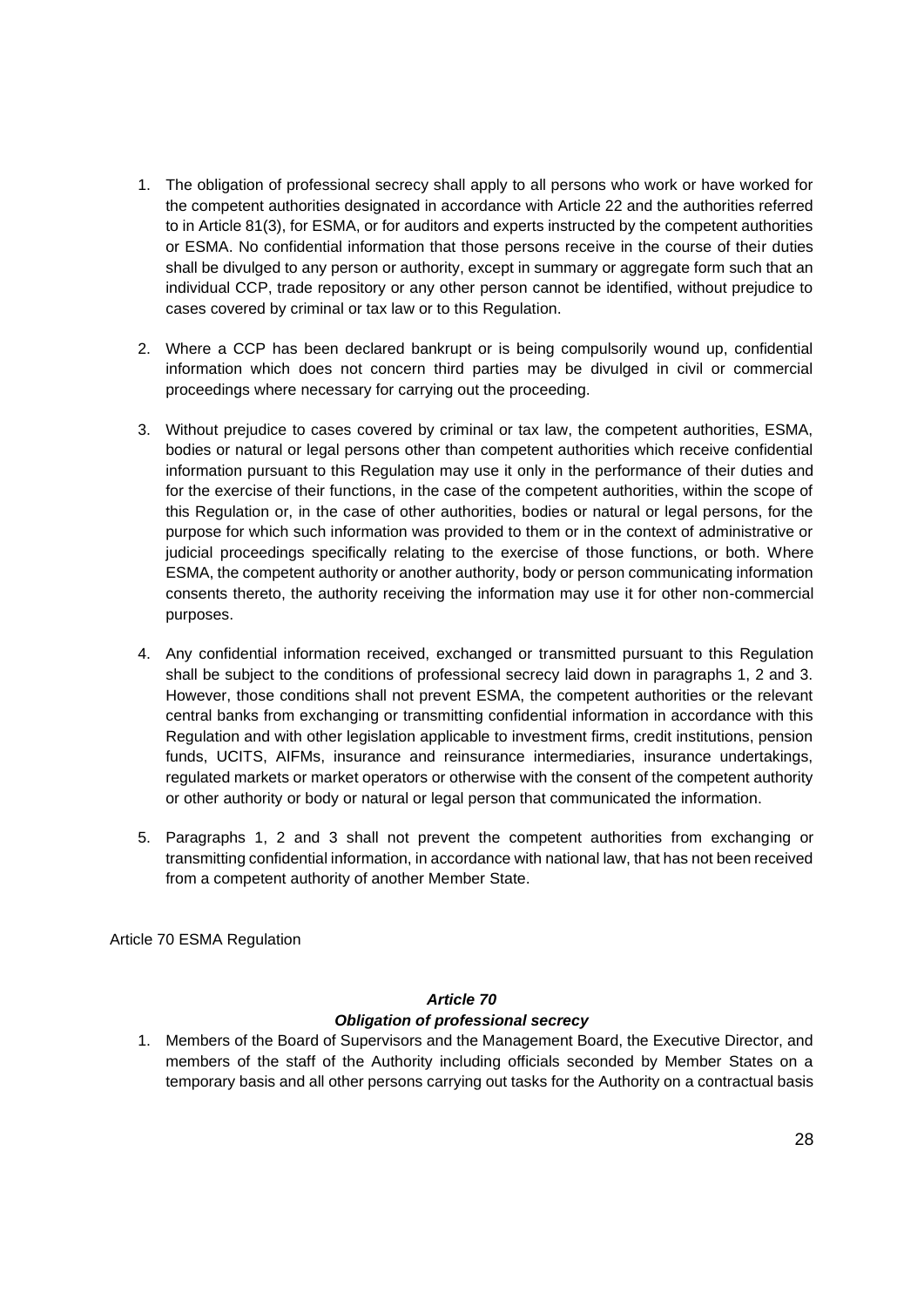1. The obligation of professional secrecy shall apply to all persons who work or have worked for the competent authorities designated in accordance with Article 22 and the authorities referred to in Article 81(3), for ESMA, or for auditors and experts instructed by the competent authorities or ESMA. No confidential information that those persons receive in the course of their duties shall be divulged to any person or authority, except in summary or aggregate form such that an individual CCP, trade repository or any other person cannot be identified, without prejudice to cases covered by criminal or tax law or to this Regulation.

2. Where a CCP has been declared bankrupt or is being compulsorily wound up, confidential information which does not concern third parties may be divulged in civil or commercial proceedings where necessary for carrying out the proceeding.

3. Without prejudice to cases covered by criminal or tax law, the competent authorities, ESMA, bodies or natural or legal persons other than competent authorities which receive confidential information pursuant to this Regulation may use it only in the performance of their duties and for the exercise of their functions, in the case of the competent authorities, within the scope of this Regulation or, in the case of other authorities, bodies or natural or legal persons, for the purpose for which such information was provided to them or in the context of administrative or judicial proceedings specifically relating to the exercise of those functions, or both. Where ESMA, the competent authority or another authority, body or person communicating information consents thereto, the authority receiving the information may use it for other non-commercial purposes.

4. Any confidential information received, exchanged or transmitted pursuant to this Regulation shall be subject to the conditions of professional secrecy laid down in paragraphs 1, 2 and 3. However, those conditions shall not prevent ESMA, the competent authorities or the relevant central banks from exchanging or transmitting confidential information in accordance with this Regulation and with other legislation applicable to investment firms, credit institutions, pension funds, UCITS, AIFMs, insurance and reinsurance intermediaries, insurance undertakings, regulated markets or market operators or otherwise with the consent of the competent authority or other authority or body or natural or legal person that communicated the information.

5. Paragraphs 1, 2 and 3 shall not prevent the competent authorities from exchanging or transmitting confidential information, in accordance with national law, that has not been received from a competent authority of another Member State.

Article 70 ESMA Regulation

***Article 70***

***Obligation of professional secrecy***

1. Members of the Board of Supervisors and the Management Board, the Executive Director, and members of the staff of the Authority including officials seconded by Member States on a temporary basis and all other persons carrying out tasks for the Authority on a contractual basis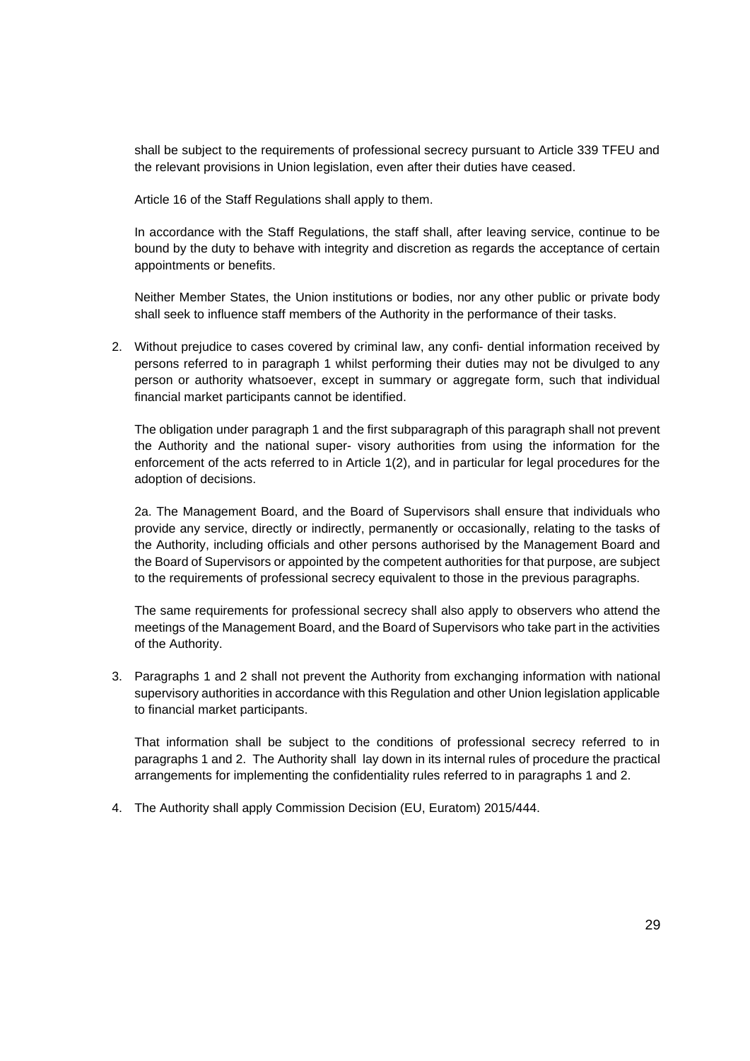shall be subject to the requirements of professional secrecy pursuant to Article 339 TFEU and the relevant provisions in Union legislation, even after their duties have ceased.

Article 16 of the Staff Regulations shall apply to them.

In accordance with the Staff Regulations, the staff shall, after leaving service, continue to be bound by the duty to behave with integrity and discretion as regards the acceptance of certain appointments or benefits.

Neither Member States, the Union institutions or bodies, nor any other public or private body shall seek to influence staff members of the Authority in the performance of their tasks.

2. Without prejudice to cases covered by criminal law, any confi- dential information received by persons referred to in paragraph 1 whilst performing their duties may not be divulged to any person or authority whatsoever, except in summary or aggregate form, such that individual financial market participants cannot be identified.

   The obligation under paragraph 1 and the first subparagraph of this paragraph shall not prevent the Authority and the national super- visory authorities from using the information for the enforcement of the acts referred to in Article 1(2), and in particular for legal procedures for the adoption of decisions.

   2a. The Management Board, and the Board of Supervisors shall ensure that individuals who provide any service, directly or indirectly, permanently or occasionally, relating to the tasks of the Authority, including officials and other persons authorised by the Management Board and the Board of Supervisors or appointed by the competent authorities for that purpose, are subject to the requirements of professional secrecy equivalent to those in the previous paragraphs.

   The same requirements for professional secrecy shall also apply to observers who attend the meetings of the Management Board, and the Board of Supervisors who take part in the activities of the Authority.

3. Paragraphs 1 and 2 shall not prevent the Authority from exchanging information with national supervisory authorities in accordance with this Regulation and other Union legislation applicable to financial market participants.

   That information shall be subject to the conditions of professional secrecy referred to in paragraphs 1 and 2. The Authority shall lay down in its internal rules of procedure the practical arrangements for implementing the confidentiality rules referred to in paragraphs 1 and 2.

4. The Authority shall apply Commission Decision (EU, Euratom) 2015/444.